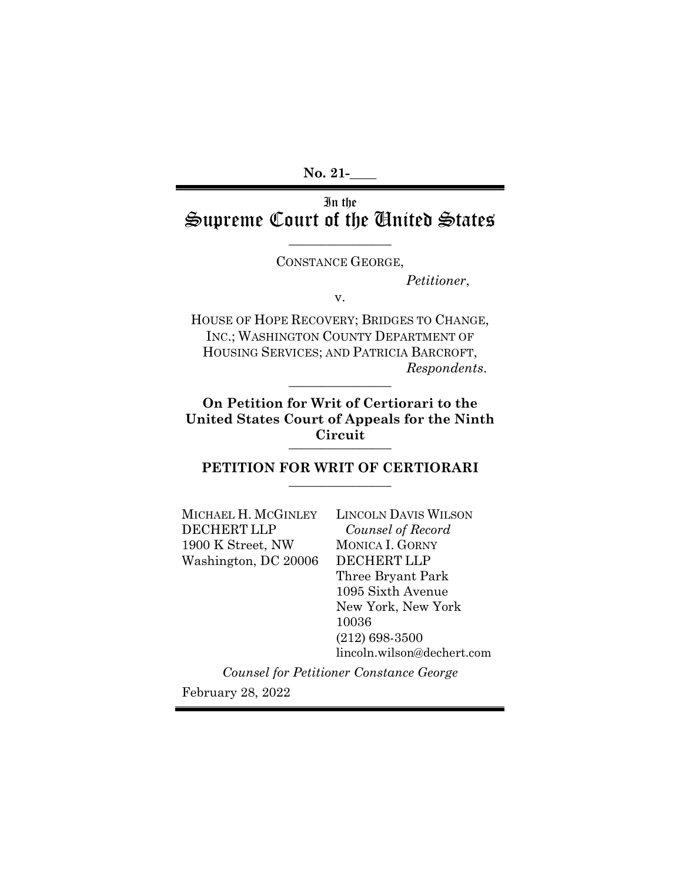**No. 21-____**

In the
# Supreme Court of the United States

---

CONSTANCE GEORGE,

*Petitioner*,

v.

HOUSE OF HOPE RECOVERY; BRIDGES TO CHANGE, INC.; WASHINGTON COUNTY DEPARTMENT OF HOUSING SERVICES; AND PATRICIA BARCROFT,

*Respondents*.

---

**On Petition for Writ of Certiorari to the United States Court of Appeals for the Ninth Circuit**

---

## PETITION FOR WRIT OF CERTIORARI

---

MICHAEL H. MCGINLEY
DECHERT LLP
1900 K Street, NW
Washington, DC 20006

LINCOLN DAVIS WILSON
*Counsel of Record*
MONICA I. GORNY
DECHERT LLP
Three Bryant Park
1095 Sixth Avenue
New York, New York 10036
(212) 698-3500
lincoln.wilson@dechert.com

*Counsel for Petitioner Constance George*

February 28, 2022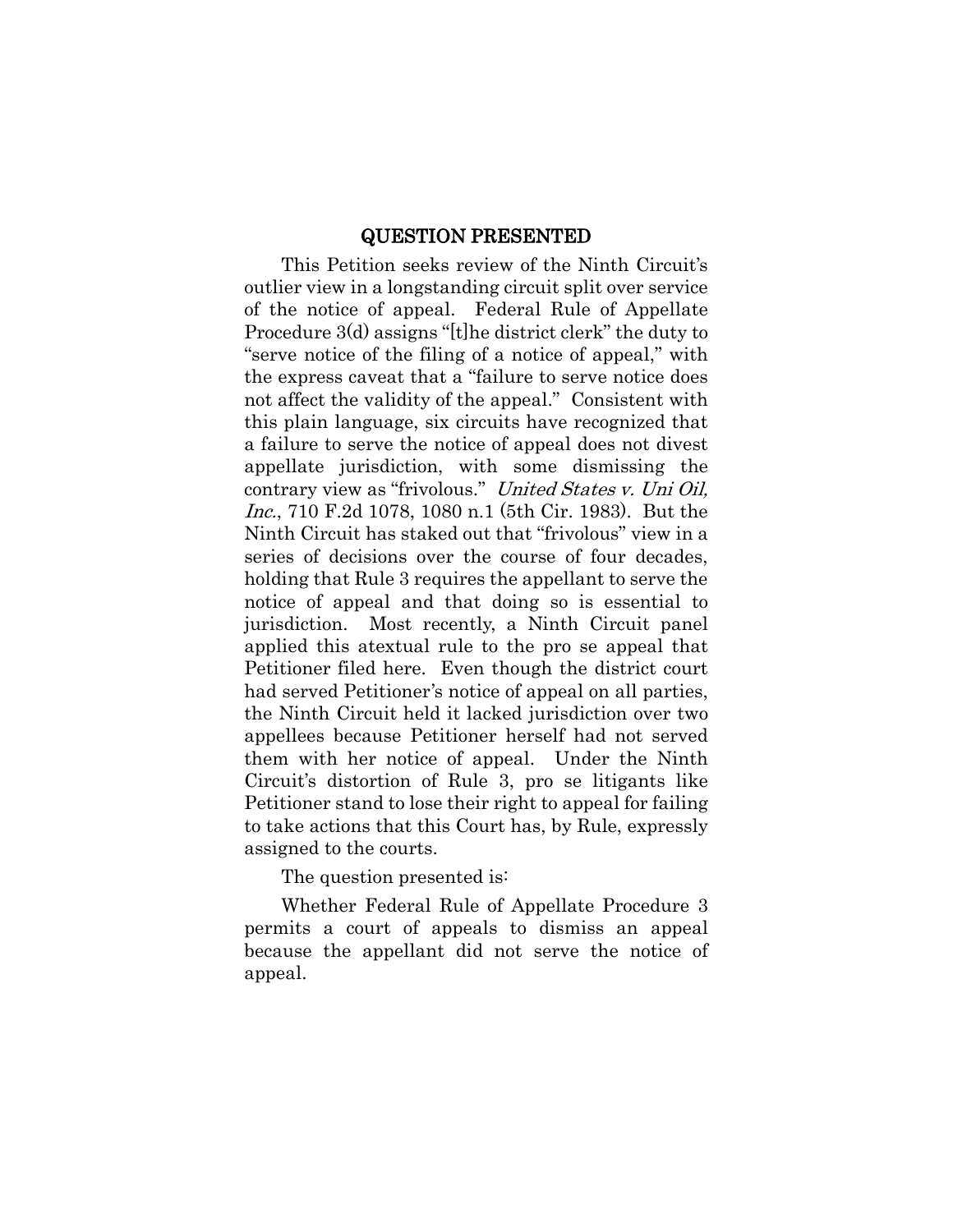## QUESTION PRESENTED

This Petition seeks review of the Ninth Circuit's outlier view in a longstanding circuit split over service of the notice of appeal. Federal Rule of Appellate Procedure 3(d) assigns "[t]he district clerk" the duty to "serve notice of the filing of a notice of appeal," with the express caveat that a "failure to serve notice does not affect the validity of the appeal." Consistent with this plain language, six circuits have recognized that a failure to serve the notice of appeal does not divest appellate jurisdiction, with some dismissing the contrary view as "frivolous." *United States v. Uni Oil, Inc.*, 710 F.2d 1078, 1080 n.1 (5th Cir. 1983). But the Ninth Circuit has staked out that "frivolous" view in a series of decisions over the course of four decades, holding that Rule 3 requires the appellant to serve the notice of appeal and that doing so is essential to jurisdiction. Most recently, a Ninth Circuit panel applied this atextual rule to the pro se appeal that Petitioner filed here. Even though the district court had served Petitioner's notice of appeal on all parties, the Ninth Circuit held it lacked jurisdiction over two appellees because Petitioner herself had not served them with her notice of appeal. Under the Ninth Circuit's distortion of Rule 3, pro se litigants like Petitioner stand to lose their right to appeal for failing to take actions that this Court has, by Rule, expressly assigned to the courts.

The question presented is:

Whether Federal Rule of Appellate Procedure 3 permits a court of appeals to dismiss an appeal because the appellant did not serve the notice of appeal.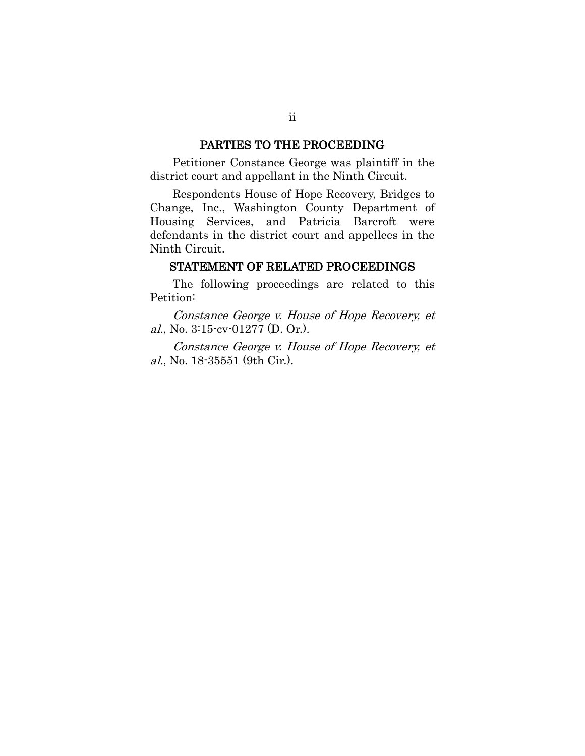## PARTIES TO THE PROCEEDING

Petitioner Constance George was plaintiff in the district court and appellant in the Ninth Circuit.

Respondents House of Hope Recovery, Bridges to Change, Inc., Washington County Department of Housing Services, and Patricia Barcroft were defendants in the district court and appellees in the Ninth Circuit.

## STATEMENT OF RELATED PROCEEDINGS

The following proceedings are related to this Petition:

*Constance George v. House of Hope Recovery, et al.*, No. 3:15-cv-01277 (D. Or.).

*Constance George v. House of Hope Recovery, et al.*, No. 18-35551 (9th Cir.).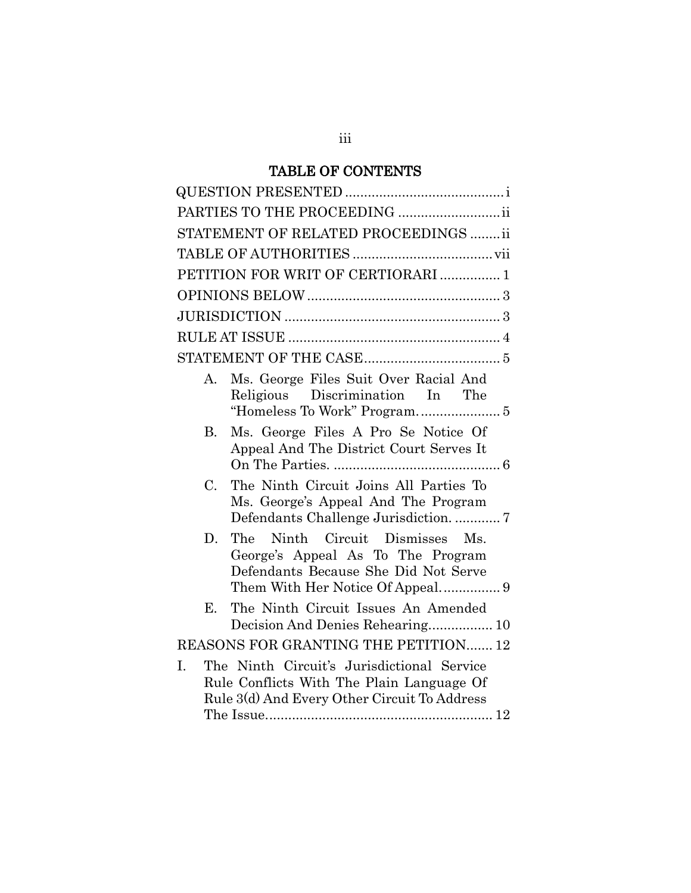# TABLE OF CONTENTS

QUESTION PRESENTED .......................................... i

PARTIES TO THE PROCEEDING ........................... ii

STATEMENT OF RELATED PROCEEDINGS ........ ii

TABLE OF AUTHORITIES .................................... vii

PETITION FOR WRIT OF CERTIORARI ................ 1

OPINIONS BELOW .................................................. 3

JURISDICTION ........................................................ 3

RULE AT ISSUE ....................................................... 4

STATEMENT OF THE CASE ................................... 5

- A. Ms. George Files Suit Over Racial And Religious Discrimination In The "Homeless To Work" Program. ..................... 5
- B. Ms. George Files A Pro Se Notice Of Appeal And The District Court Serves It On The Parties. ............................................ 6
- C. The Ninth Circuit Joins All Parties To Ms. George's Appeal And The Program Defendants Challenge Jurisdiction. ............ 7
- D. The Ninth Circuit Dismisses Ms. George's Appeal As To The Program Defendants Because She Did Not Serve Them With Her Notice Of Appeal. .............. 9
- E. The Ninth Circuit Issues An Amended Decision And Denies Rehearing................. 10

REASONS FOR GRANTING THE PETITION....... 12

I. The Ninth Circuit's Jurisdictional Service Rule Conflicts With The Plain Language Of Rule 3(d) And Every Other Circuit To Address The Issue............................................................. 12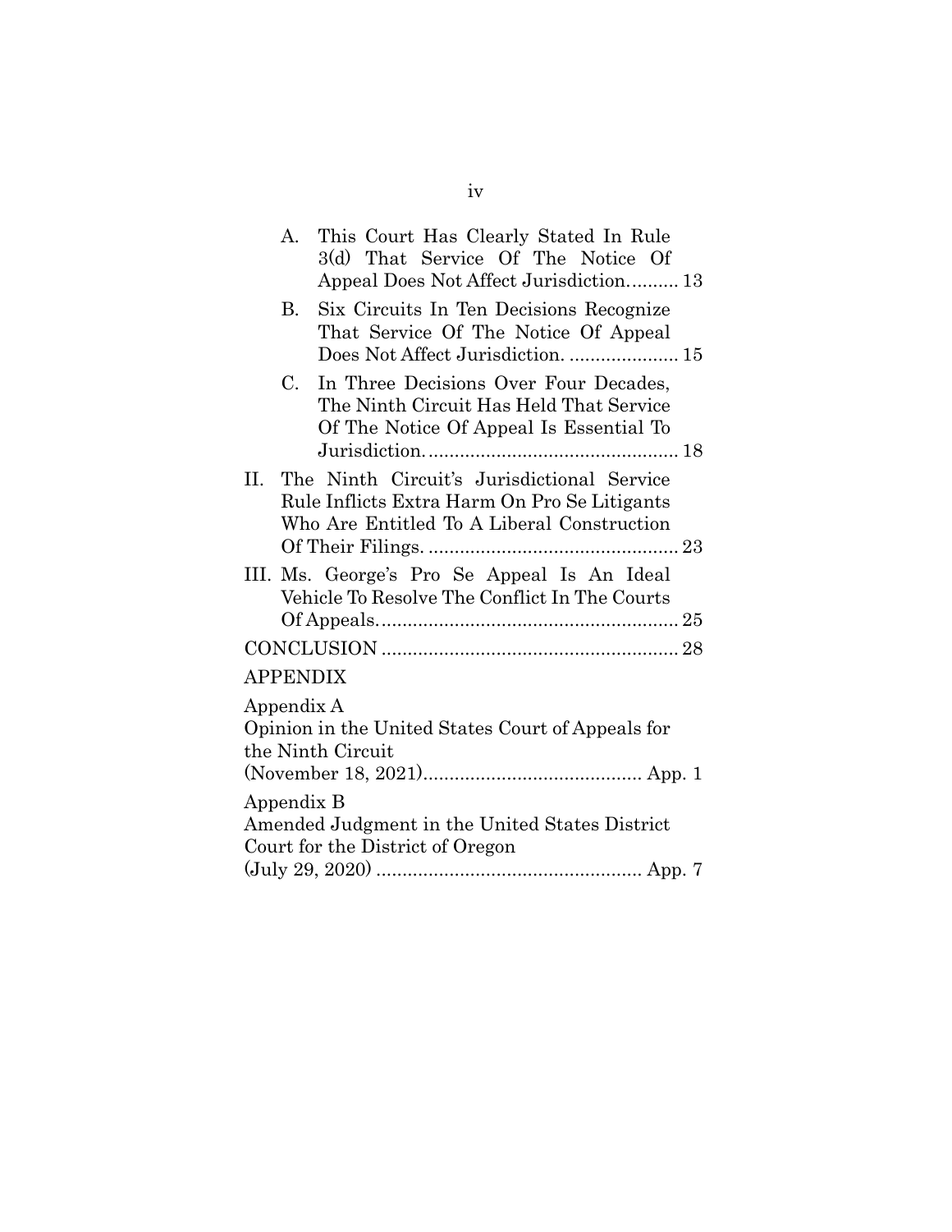A. This Court Has Clearly Stated In Rule 3(d) That Service Of The Notice Of Appeal Does Not Affect Jurisdiction.......... 13

B. Six Circuits In Ten Decisions Recognize That Service Of The Notice Of Appeal Does Not Affect Jurisdiction. ..................... 15

C. In Three Decisions Over Four Decades, The Ninth Circuit Has Held That Service Of The Notice Of Appeal Is Essential To Jurisdiction. ................................................ 18

II. The Ninth Circuit's Jurisdictional Service Rule Inflicts Extra Harm On Pro Se Litigants Who Are Entitled To A Liberal Construction Of Their Filings. ................................................ 23

III. Ms. George's Pro Se Appeal Is An Ideal Vehicle To Resolve The Conflict In The Courts Of Appeals.......................................................... 25

CONCLUSION ........................................................ 28

APPENDIX

Appendix A
Opinion in the United States Court of Appeals for the Ninth Circuit
(November 18, 2021).......................................... App. 1

Appendix B
Amended Judgment in the United States District Court for the District of Oregon
(July 29, 2020) .................................................. App. 7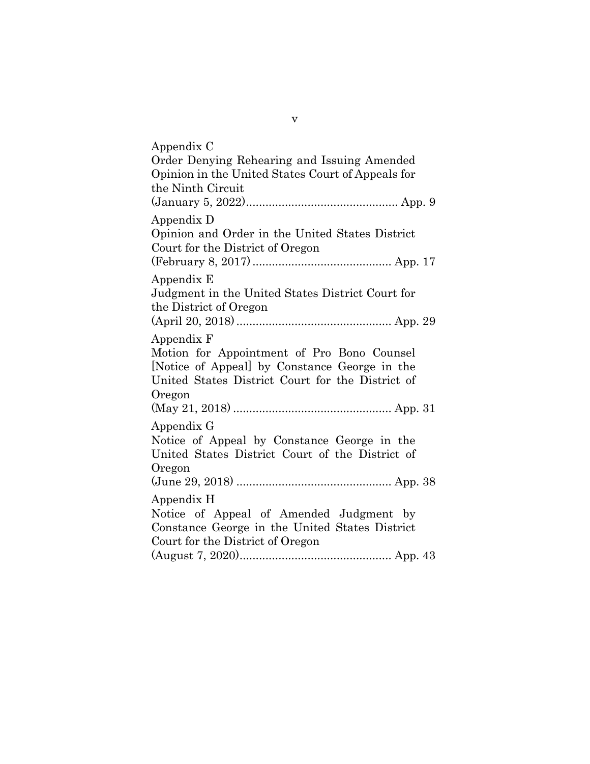Appendix C
Order Denying Rehearing and Issuing Amended Opinion in the United States Court of Appeals for the Ninth Circuit
(January 5, 2022) .............................................. App. 9

Appendix D
Opinion and Order in the United States District Court for the District of Oregon
(February 8, 2017) .......................................... App. 17

Appendix E
Judgment in the United States District Court for the District of Oregon
(April 20, 2018) ............................................... App. 29

Appendix F
Motion for Appointment of Pro Bono Counsel [Notice of Appeal] by Constance George in the United States District Court for the District of Oregon
(May 21, 2018) ................................................ App. 31

Appendix G
Notice of Appeal by Constance George in the United States District Court of the District of Oregon
(June 29, 2018) ............................................... App. 38

Appendix H
Notice of Appeal of Amended Judgment by Constance George in the United States District Court for the District of Oregon
(August 7, 2020) .............................................. App. 43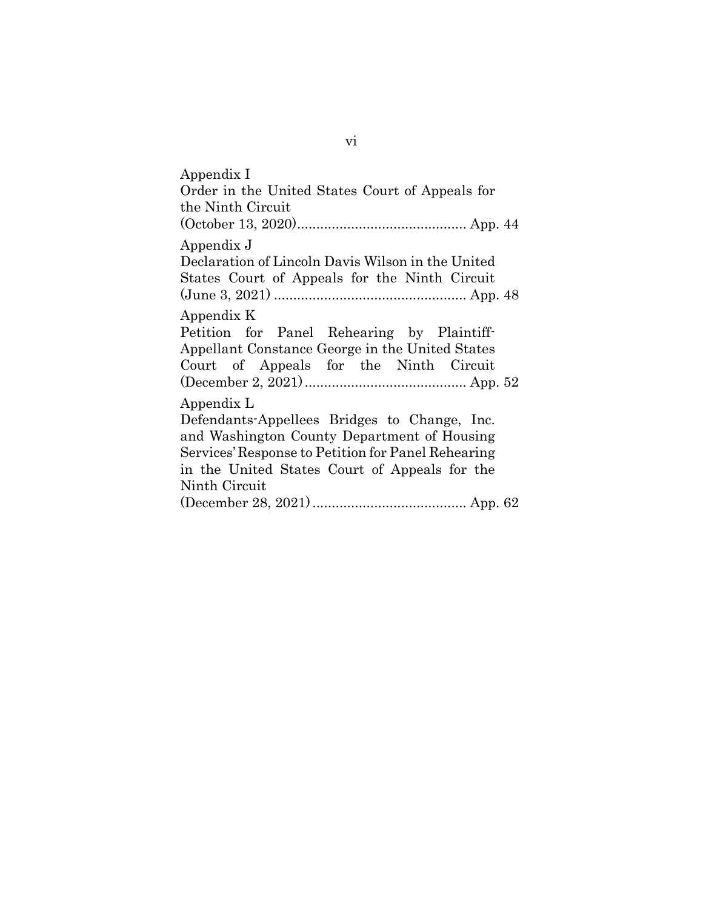Appendix I
Order in the United States Court of Appeals for the Ninth Circuit
(October 13, 2020)........................................... App. 44

Appendix J
Declaration of Lincoln Davis Wilson in the United States Court of Appeals for the Ninth Circuit
(June 3, 2021) ................................................. App. 48

Appendix K
Petition for Panel Rehearing by Plaintiff-Appellant Constance George in the United States Court of Appeals for the Ninth Circuit
(December 2, 2021) .......................................... App. 52

Appendix L
Defendants-Appellees Bridges to Change, Inc. and Washington County Department of Housing Services' Response to Petition for Panel Rehearing in the United States Court of Appeals for the Ninth Circuit
(December 28, 2021) ........................................ App. 62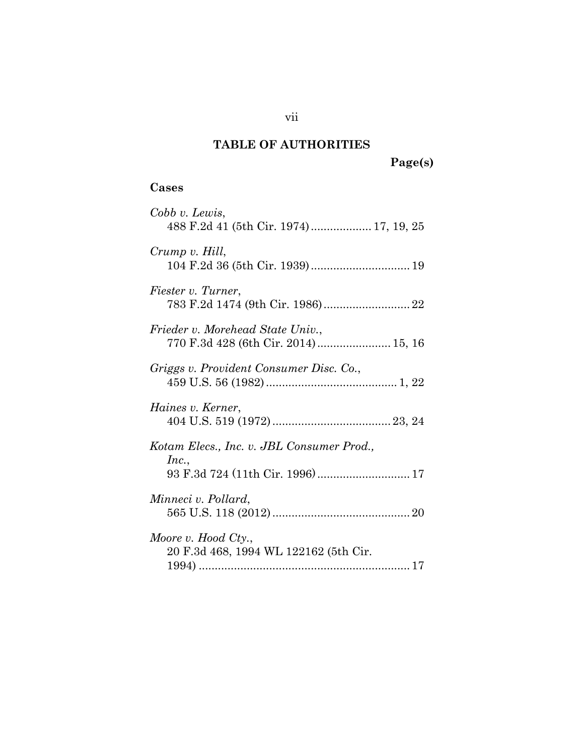## TABLE OF AUTHORITIES

**Page(s)**

### Cases

*Cobb v. Lewis*,
488 F.2d 41 (5th Cir. 1974) .................. 17, 19, 25

*Crump v. Hill*,
104 F.2d 36 (5th Cir. 1939) .............................. 19

*Fiester v. Turner*,
783 F.2d 1474 (9th Cir. 1986) .......................... 22

*Frieder v. Morehead State Univ.*,
770 F.3d 428 (6th Cir. 2014) ...................... 15, 16

*Griggs v. Provident Consumer Disc. Co.*,
459 U.S. 56 (1982) ........................................ 1, 22

*Haines v. Kerner*,
404 U.S. 519 (1972) .................................... 23, 24

*Kotam Elecs., Inc. v. JBL Consumer Prod., Inc.*,
93 F.3d 724 (11th Cir. 1996) ............................ 17

*Minneci v. Pollard*,
565 U.S. 118 (2012) .......................................... 20

*Moore v. Hood Cty.*,
20 F.3d 468, 1994 WL 122162 (5th Cir. 1994) ................................................................. 17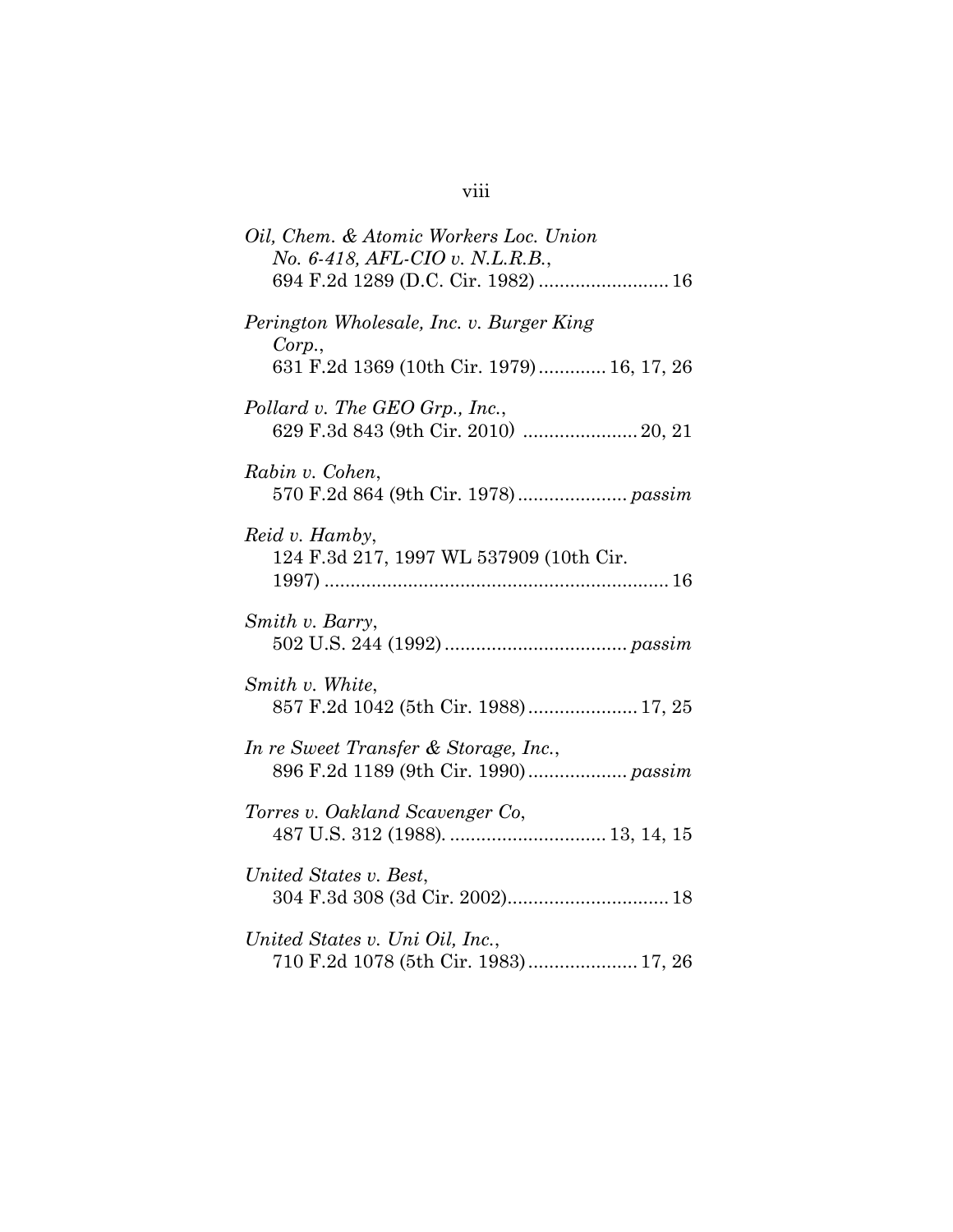*Oil, Chem. & Atomic Workers Loc. Union No. 6-418, AFL-CIO v. N.L.R.B.*,
694 F.2d 1289 (D.C. Cir. 1982) ......................... 16

*Perington Wholesale, Inc. v. Burger King Corp.*,
631 F.2d 1369 (10th Cir. 1979) ............. 16, 17, 26

*Pollard v. The GEO Grp., Inc.*,
629 F.3d 843 (9th Cir. 2010) ...................... 20, 21

*Rabin v. Cohen*,
570 F.2d 864 (9th Cir. 1978) ..................... *passim*

*Reid v. Hamby*,
124 F.3d 217, 1997 WL 537909 (10th Cir. 1997) .................................................................. 16

*Smith v. Barry*,
502 U.S. 244 (1992) ................................... *passim*

*Smith v. White*,
857 F.2d 1042 (5th Cir. 1988) ..................... 17, 25

*In re Sweet Transfer & Storage, Inc.*,
896 F.2d 1189 (9th Cir. 1990) ................... *passim*

*Torres v. Oakland Scavenger Co*,
487 U.S. 312 (1988). .............................. 13, 14, 15

*United States v. Best*,
304 F.3d 308 (3d Cir. 2002)............................... 18

*United States v. Uni Oil, Inc.*,
710 F.2d 1078 (5th Cir. 1983) ..................... 17, 26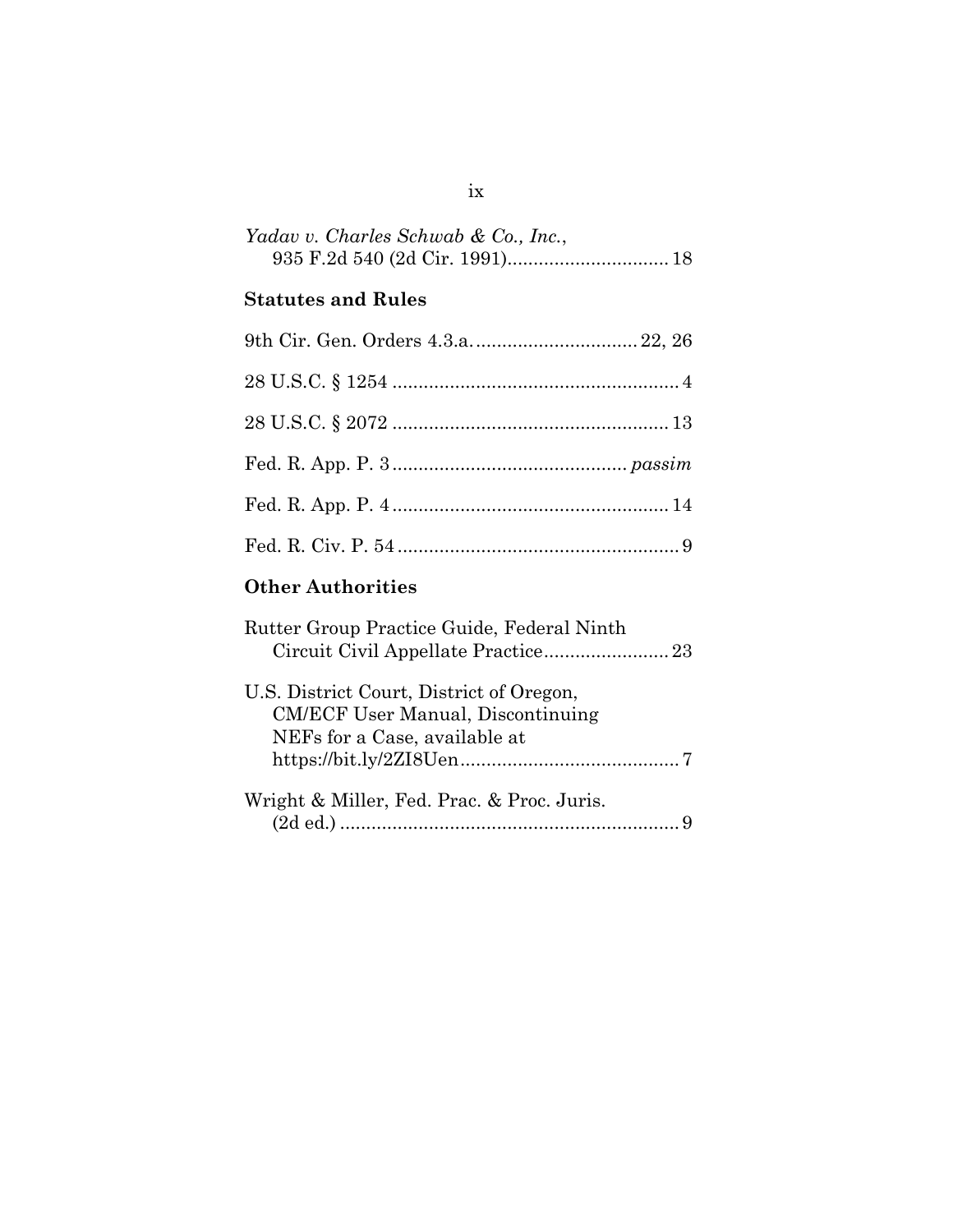*Yadav v. Charles Schwab & Co., Inc.*, 935 F.2d 540 (2d Cir. 1991) ............................... 18

**Statutes and Rules**

9th Cir. Gen. Orders 4.3.a. ............................... 22, 26

28 U.S.C. § 1254 ....................................................... 4

28 U.S.C. § 2072 ..................................................... 13

Fed. R. App. P. 3 ............................................ *passim*

Fed. R. App. P. 4 ..................................................... 14

Fed. R. Civ. P. 54 ...................................................... 9

**Other Authorities**

Rutter Group Practice Guide, Federal Ninth Circuit Civil Appellate Practice........................ 23

U.S. District Court, District of Oregon, CM/ECF User Manual, Discontinuing NEFs for a Case, available at https://bit.ly/2ZI8Uen.......................................... 7

Wright & Miller, Fed. Prac. & Proc. Juris. (2d ed.) ................................................................. 9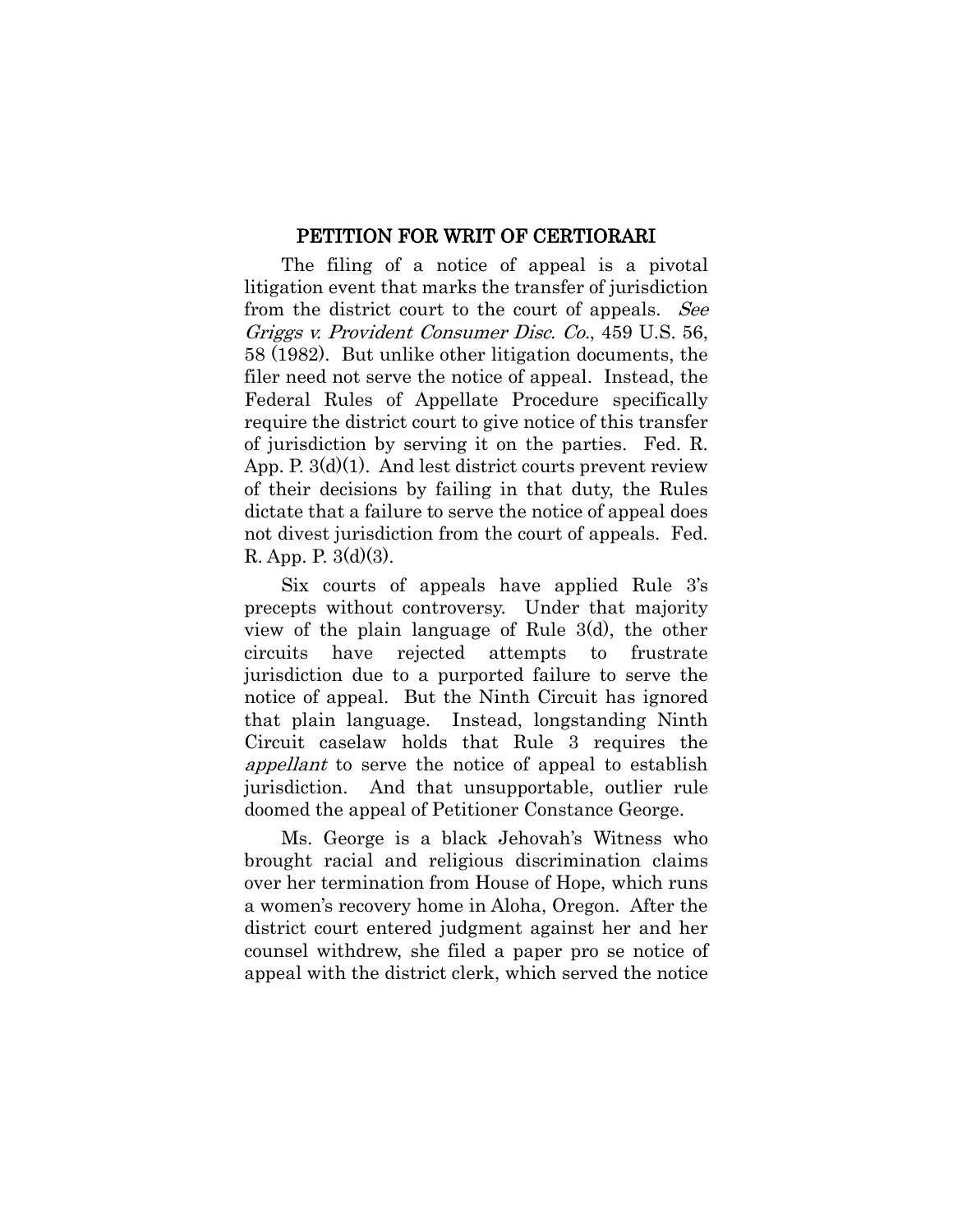## PETITION FOR WRIT OF CERTIORARI

The filing of a notice of appeal is a pivotal litigation event that marks the transfer of jurisdiction from the district court to the court of appeals. *See Griggs v. Provident Consumer Disc. Co.*, 459 U.S. 56, 58 (1982). But unlike other litigation documents, the filer need not serve the notice of appeal. Instead, the Federal Rules of Appellate Procedure specifically require the district court to give notice of this transfer of jurisdiction by serving it on the parties. Fed. R. App. P. 3(d)(1). And lest district courts prevent review of their decisions by failing in that duty, the Rules dictate that a failure to serve the notice of appeal does not divest jurisdiction from the court of appeals. Fed. R. App. P. 3(d)(3).

Six courts of appeals have applied Rule 3's precepts without controversy. Under that majority view of the plain language of Rule 3(d), the other circuits have rejected attempts to frustrate jurisdiction due to a purported failure to serve the notice of appeal. But the Ninth Circuit has ignored that plain language. Instead, longstanding Ninth Circuit caselaw holds that Rule 3 requires the *appellant* to serve the notice of appeal to establish jurisdiction. And that unsupportable, outlier rule doomed the appeal of Petitioner Constance George.

Ms. George is a black Jehovah's Witness who brought racial and religious discrimination claims over her termination from House of Hope, which runs a women's recovery home in Aloha, Oregon. After the district court entered judgment against her and her counsel withdrew, she filed a paper pro se notice of appeal with the district clerk, which served the notice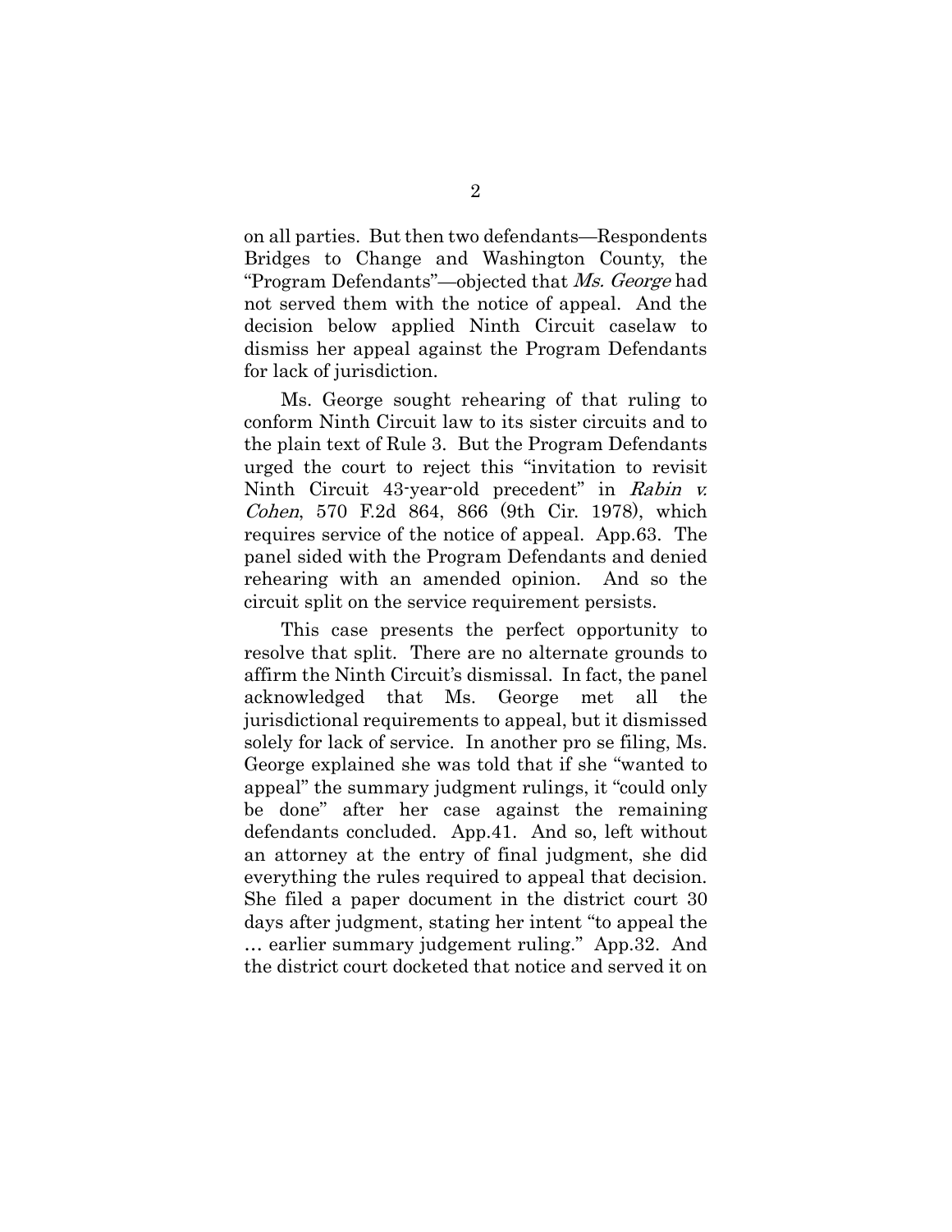on all parties. But then two defendants—Respondents Bridges to Change and Washington County, the "Program Defendants"—objected that *Ms. George* had not served them with the notice of appeal. And the decision below applied Ninth Circuit caselaw to dismiss her appeal against the Program Defendants for lack of jurisdiction.

Ms. George sought rehearing of that ruling to conform Ninth Circuit law to its sister circuits and to the plain text of Rule 3. But the Program Defendants urged the court to reject this "invitation to revisit Ninth Circuit 43-year-old precedent" in *Rabin v. Cohen*, 570 F.2d 864, 866 (9th Cir. 1978), which requires service of the notice of appeal. App.63. The panel sided with the Program Defendants and denied rehearing with an amended opinion. And so the circuit split on the service requirement persists.

This case presents the perfect opportunity to resolve that split. There are no alternate grounds to affirm the Ninth Circuit's dismissal. In fact, the panel acknowledged that Ms. George met all the jurisdictional requirements to appeal, but it dismissed solely for lack of service. In another pro se filing, Ms. George explained she was told that if she "wanted to appeal" the summary judgment rulings, it "could only be done" after her case against the remaining defendants concluded. App.41. And so, left without an attorney at the entry of final judgment, she did everything the rules required to appeal that decision. She filed a paper document in the district court 30 days after judgment, stating her intent "to appeal the … earlier summary judgement ruling." App.32. And the district court docketed that notice and served it on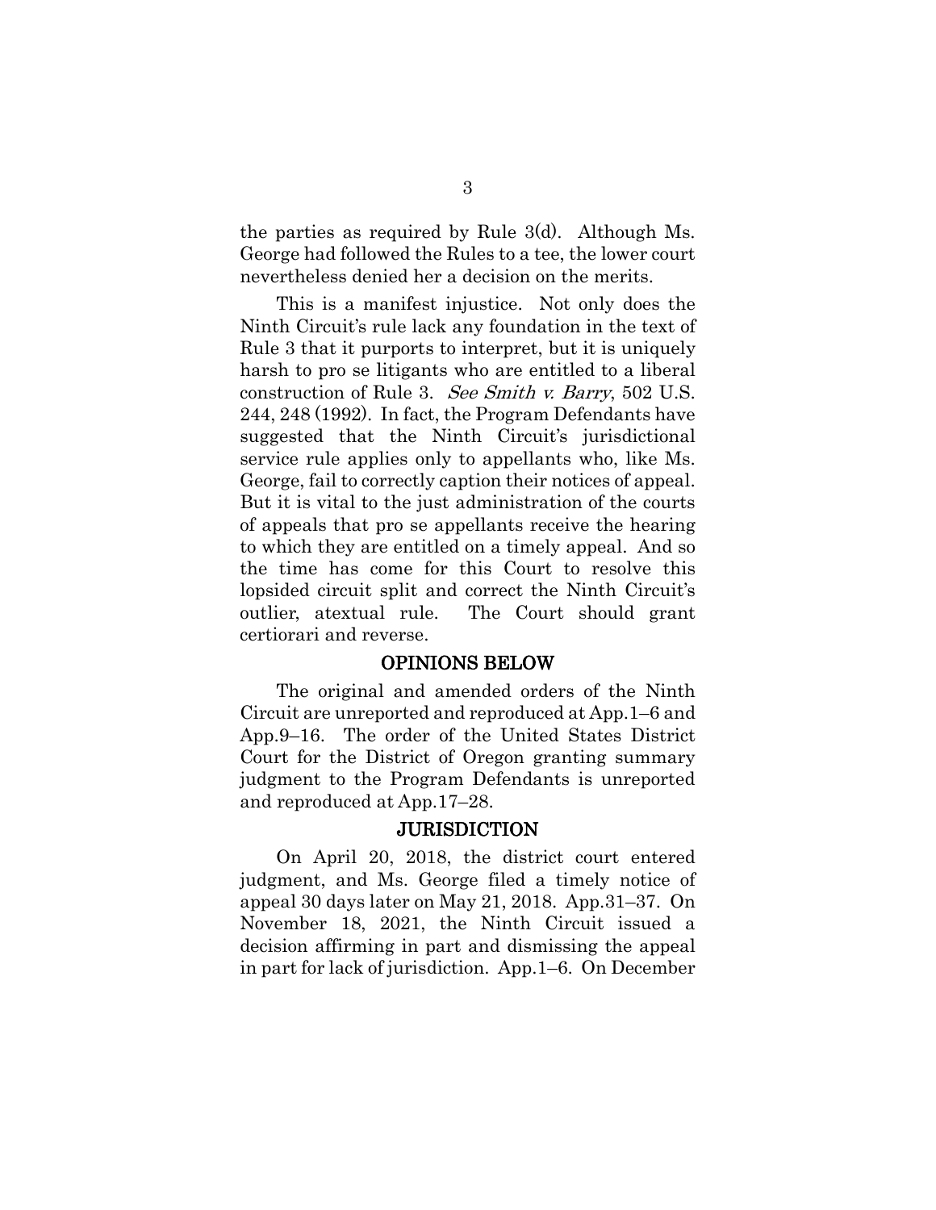the parties as required by Rule 3(d). Although Ms. George had followed the Rules to a tee, the lower court nevertheless denied her a decision on the merits.

This is a manifest injustice. Not only does the Ninth Circuit's rule lack any foundation in the text of Rule 3 that it purports to interpret, but it is uniquely harsh to pro se litigants who are entitled to a liberal construction of Rule 3. *See Smith v. Barry*, 502 U.S. 244, 248 (1992). In fact, the Program Defendants have suggested that the Ninth Circuit's jurisdictional service rule applies only to appellants who, like Ms. George, fail to correctly caption their notices of appeal. But it is vital to the just administration of the courts of appeals that pro se appellants receive the hearing to which they are entitled on a timely appeal. And so the time has come for this Court to resolve this lopsided circuit split and correct the Ninth Circuit's outlier, atextual rule. The Court should grant certiorari and reverse.

## OPINIONS BELOW

The original and amended orders of the Ninth Circuit are unreported and reproduced at App.1–6 and App.9–16. The order of the United States District Court for the District of Oregon granting summary judgment to the Program Defendants is unreported and reproduced at App.17–28.

## JURISDICTION

On April 20, 2018, the district court entered judgment, and Ms. George filed a timely notice of appeal 30 days later on May 21, 2018. App.31–37. On November 18, 2021, the Ninth Circuit issued a decision affirming in part and dismissing the appeal in part for lack of jurisdiction. App.1–6. On December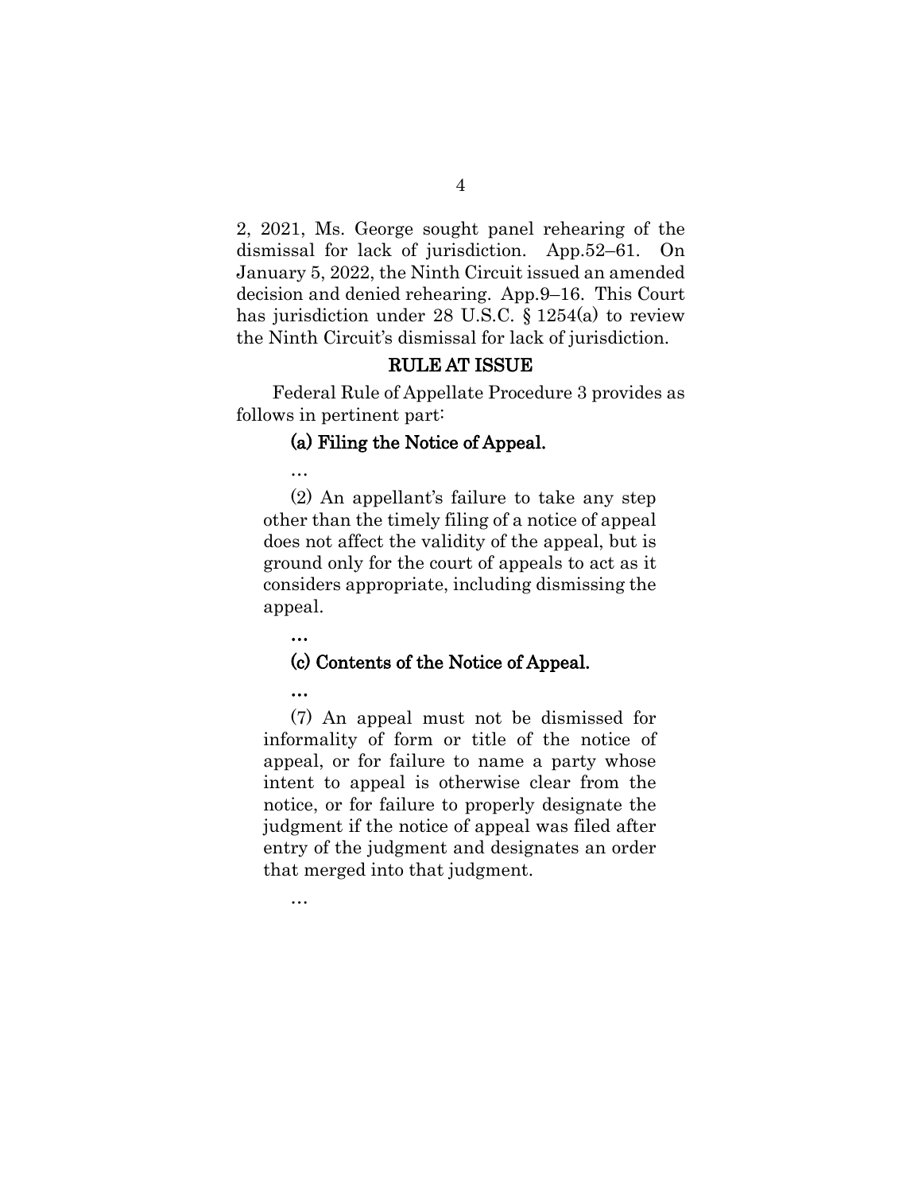2, 2021, Ms. George sought panel rehearing of the dismissal for lack of jurisdiction. App.52–61. On January 5, 2022, the Ninth Circuit issued an amended decision and denied rehearing. App.9–16. This Court has jurisdiction under 28 U.S.C. § 1254(a) to review the Ninth Circuit's dismissal for lack of jurisdiction.

## RULE AT ISSUE

Federal Rule of Appellate Procedure 3 provides as follows in pertinent part:

> **(a) Filing the Notice of Appeal.**
>
> …
>
> (2) An appellant's failure to take any step other than the timely filing of a notice of appeal does not affect the validity of the appeal, but is ground only for the court of appeals to act as it considers appropriate, including dismissing the appeal.
>
> **…**
>
> **(c) Contents of the Notice of Appeal.**
>
> **…**
>
> (7) An appeal must not be dismissed for informality of form or title of the notice of appeal, or for failure to name a party whose intent to appeal is otherwise clear from the notice, or for failure to properly designate the judgment if the notice of appeal was filed after entry of the judgment and designates an order that merged into that judgment.
>
> …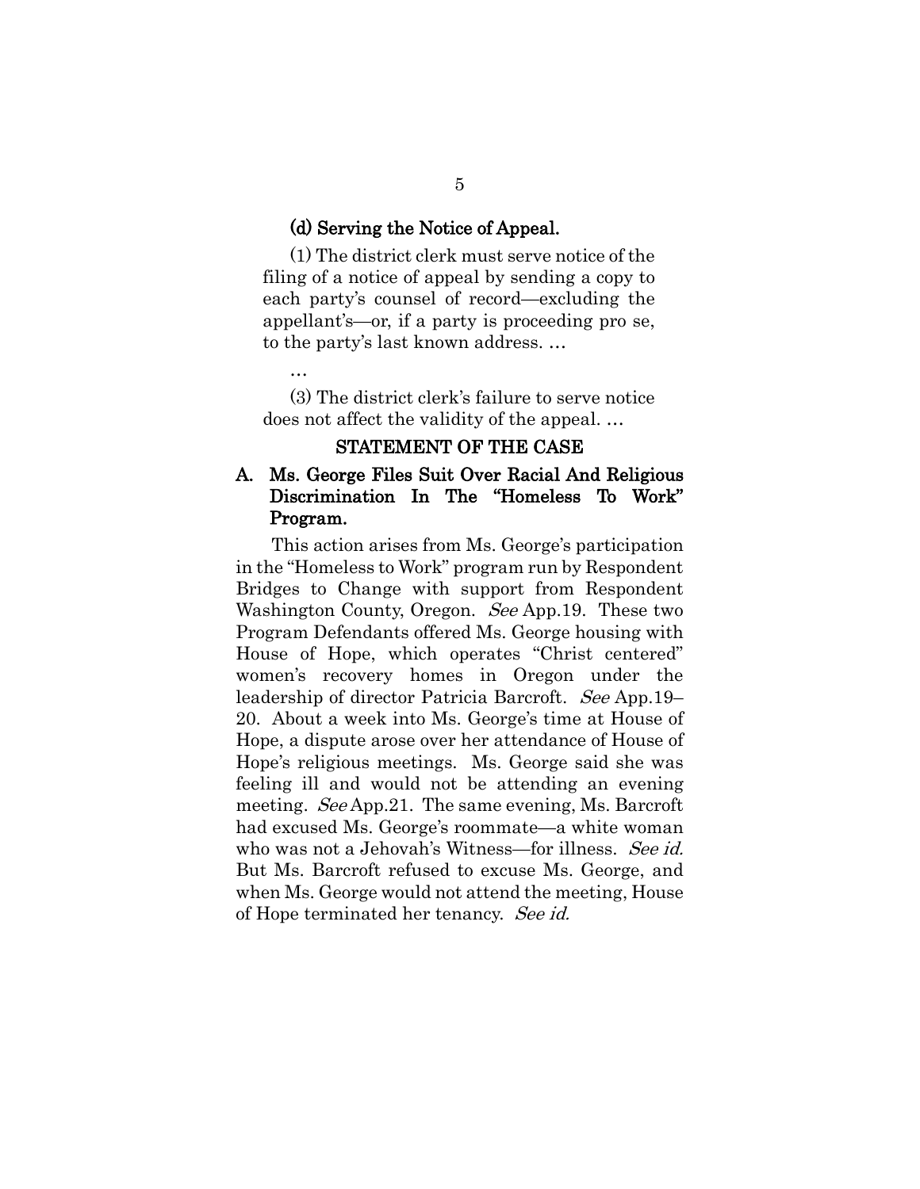**(d) Serving the Notice of Appeal.**

(1) The district clerk must serve notice of the filing of a notice of appeal by sending a copy to each party's counsel of record—excluding the appellant's—or, if a party is proceeding pro se, to the party's last known address. …

…

(3) The district clerk's failure to serve notice does not affect the validity of the appeal. …

## STATEMENT OF THE CASE

### A. Ms. George Files Suit Over Racial And Religious Discrimination In The "Homeless To Work" Program.

This action arises from Ms. George's participation in the "Homeless to Work" program run by Respondent Bridges to Change with support from Respondent Washington County, Oregon. *See* App.19. These two Program Defendants offered Ms. George housing with House of Hope, which operates "Christ centered" women's recovery homes in Oregon under the leadership of director Patricia Barcroft. *See* App.19–20. About a week into Ms. George's time at House of Hope, a dispute arose over her attendance of House of Hope's religious meetings. Ms. George said she was feeling ill and would not be attending an evening meeting. *See* App.21. The same evening, Ms. Barcroft had excused Ms. George's roommate—a white woman who was not a Jehovah's Witness—for illness. *See id.* But Ms. Barcroft refused to excuse Ms. George, and when Ms. George would not attend the meeting, House of Hope terminated her tenancy. *See id.*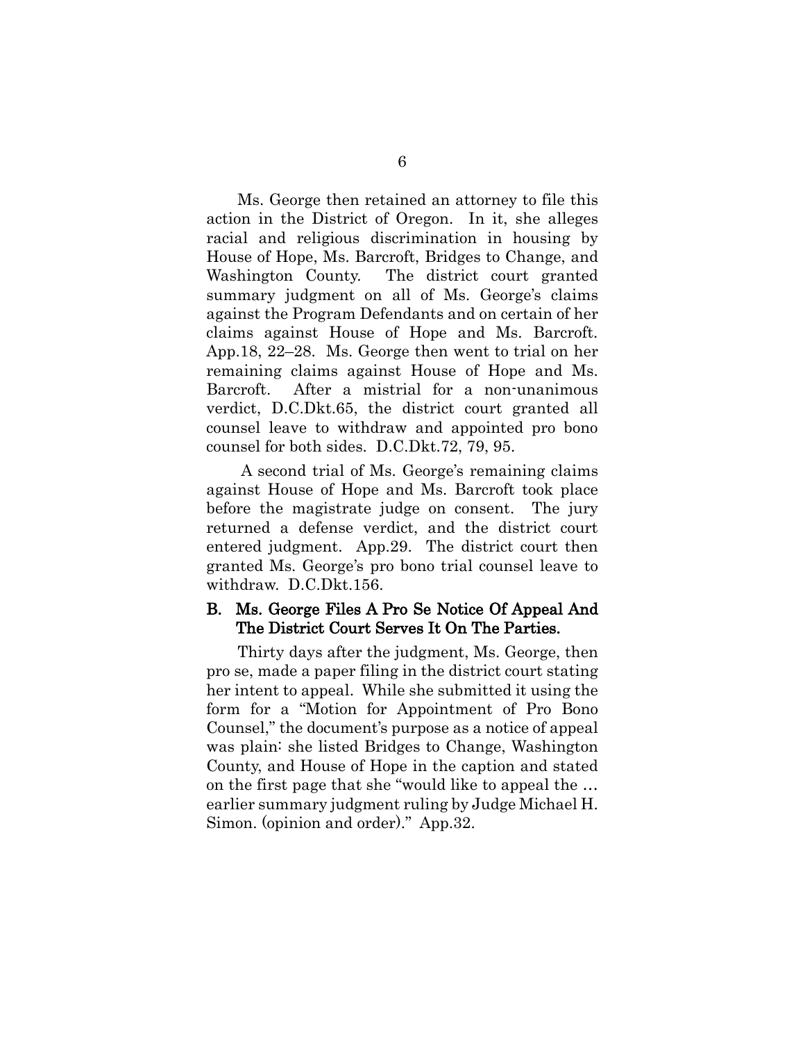Ms. George then retained an attorney to file this action in the District of Oregon. In it, she alleges racial and religious discrimination in housing by House of Hope, Ms. Barcroft, Bridges to Change, and Washington County. The district court granted summary judgment on all of Ms. George's claims against the Program Defendants and on certain of her claims against House of Hope and Ms. Barcroft. App.18, 22–28. Ms. George then went to trial on her remaining claims against House of Hope and Ms. Barcroft. After a mistrial for a non-unanimous verdict, D.C.Dkt.65, the district court granted all counsel leave to withdraw and appointed pro bono counsel for both sides. D.C.Dkt.72, 79, 95.

A second trial of Ms. George's remaining claims against House of Hope and Ms. Barcroft took place before the magistrate judge on consent. The jury returned a defense verdict, and the district court entered judgment. App.29. The district court then granted Ms. George's pro bono trial counsel leave to withdraw. D.C.Dkt.156.

### B. Ms. George Files A Pro Se Notice Of Appeal And The District Court Serves It On The Parties.

Thirty days after the judgment, Ms. George, then pro se, made a paper filing in the district court stating her intent to appeal. While she submitted it using the form for a "Motion for Appointment of Pro Bono Counsel," the document's purpose as a notice of appeal was plain: she listed Bridges to Change, Washington County, and House of Hope in the caption and stated on the first page that she "would like to appeal the … earlier summary judgment ruling by Judge Michael H. Simon. (opinion and order)." App.32.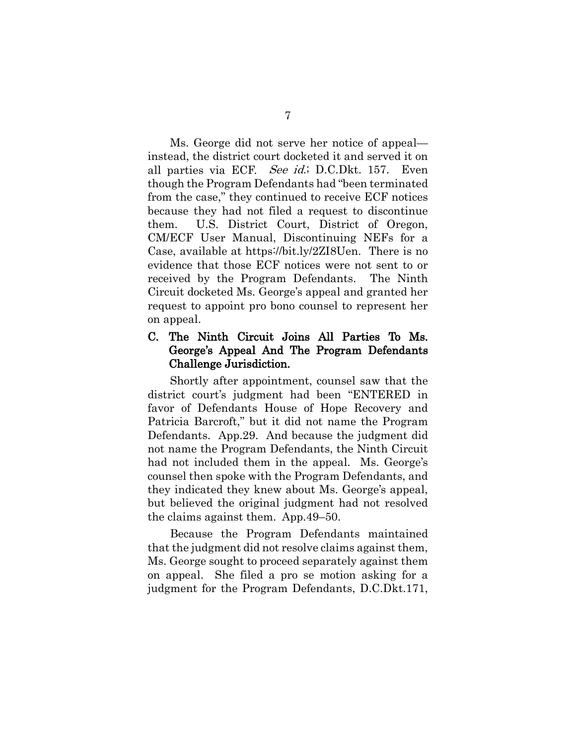Ms. George did not serve her notice of appeal—instead, the district court docketed it and served it on all parties via ECF. *See id.*; D.C.Dkt. 157. Even though the Program Defendants had "been terminated from the case," they continued to receive ECF notices because they had not filed a request to discontinue them. U.S. District Court, District of Oregon, CM/ECF User Manual, Discontinuing NEFs for a Case, available at https://bit.ly/2ZI8Uen. There is no evidence that those ECF notices were not sent to or received by the Program Defendants. The Ninth Circuit docketed Ms. George's appeal and granted her request to appoint pro bono counsel to represent her on appeal.

### C. The Ninth Circuit Joins All Parties To Ms. George's Appeal And The Program Defendants Challenge Jurisdiction.

Shortly after appointment, counsel saw that the district court's judgment had been "ENTERED in favor of Defendants House of Hope Recovery and Patricia Barcroft," but it did not name the Program Defendants. App.29. And because the judgment did not name the Program Defendants, the Ninth Circuit had not included them in the appeal. Ms. George's counsel then spoke with the Program Defendants, and they indicated they knew about Ms. George's appeal, but believed the original judgment had not resolved the claims against them. App.49–50.

Because the Program Defendants maintained that the judgment did not resolve claims against them, Ms. George sought to proceed separately against them on appeal. She filed a pro se motion asking for a judgment for the Program Defendants, D.C.Dkt.171,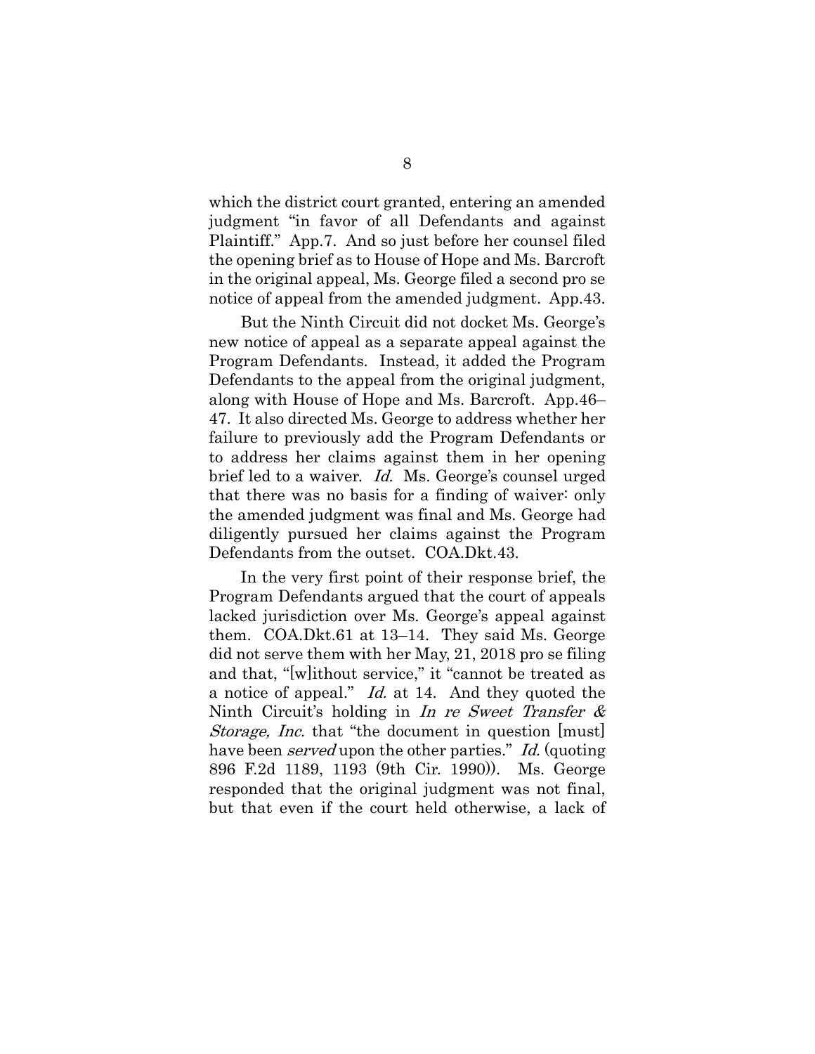which the district court granted, entering an amended judgment "in favor of all Defendants and against Plaintiff." App.7. And so just before her counsel filed the opening brief as to House of Hope and Ms. Barcroft in the original appeal, Ms. George filed a second pro se notice of appeal from the amended judgment. App.43.

But the Ninth Circuit did not docket Ms. George's new notice of appeal as a separate appeal against the Program Defendants. Instead, it added the Program Defendants to the appeal from the original judgment, along with House of Hope and Ms. Barcroft. App.46–47. It also directed Ms. George to address whether her failure to previously add the Program Defendants or to address her claims against them in her opening brief led to a waiver. *Id.* Ms. George's counsel urged that there was no basis for a finding of waiver: only the amended judgment was final and Ms. George had diligently pursued her claims against the Program Defendants from the outset. COA.Dkt.43.

In the very first point of their response brief, the Program Defendants argued that the court of appeals lacked jurisdiction over Ms. George's appeal against them. COA.Dkt.61 at 13–14. They said Ms. George did not serve them with her May, 21, 2018 pro se filing and that, "[w]ithout service," it "cannot be treated as a notice of appeal." *Id.* at 14. And they quoted the Ninth Circuit's holding in *In re Sweet Transfer & Storage, Inc.* that "the document in question [must] have been *served* upon the other parties." *Id.* (quoting 896 F.2d 1189, 1193 (9th Cir. 1990)). Ms. George responded that the original judgment was not final, but that even if the court held otherwise, a lack of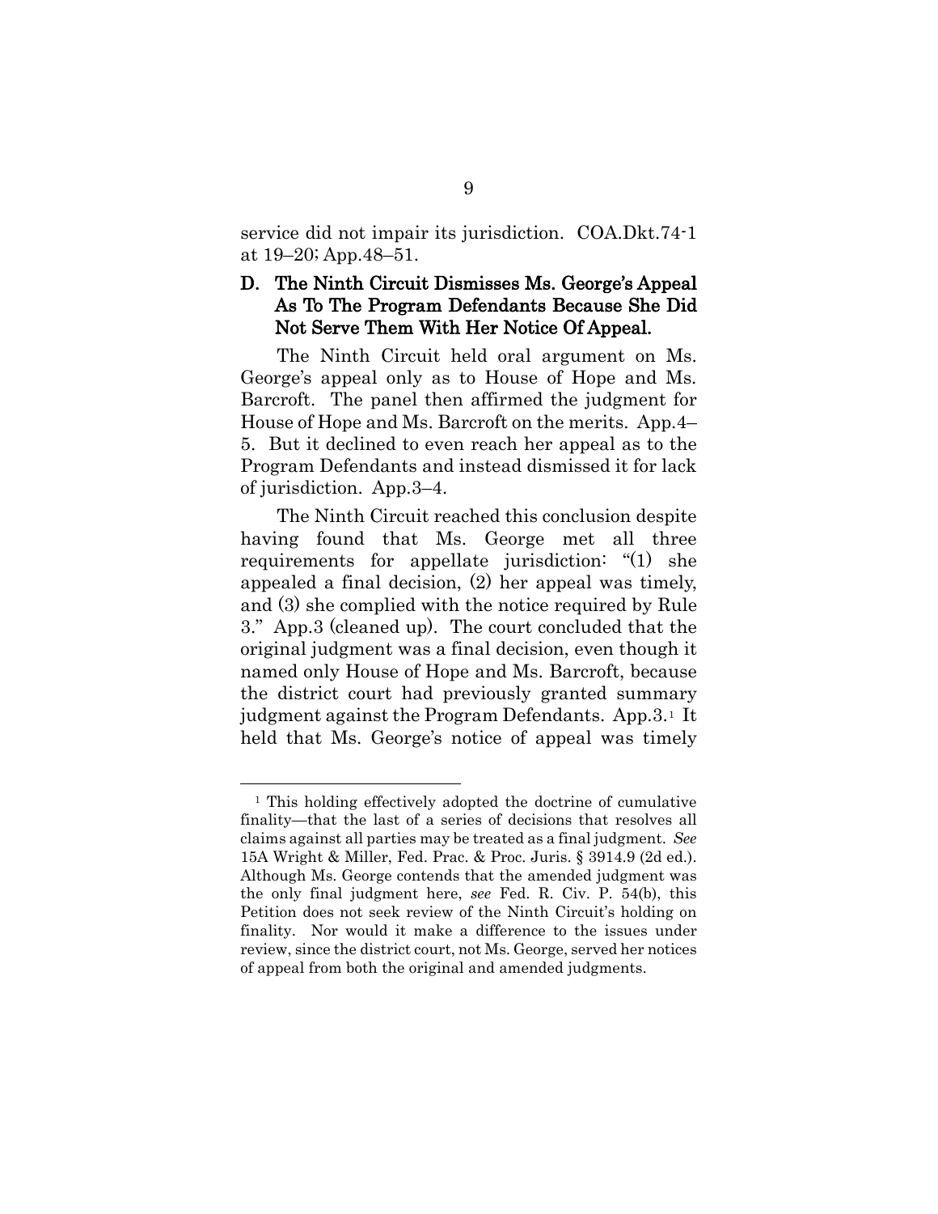service did not impair its jurisdiction. COA.Dkt.74-1 at 19–20; App.48–51.

### D. The Ninth Circuit Dismisses Ms. George's Appeal As To The Program Defendants Because She Did Not Serve Them With Her Notice Of Appeal.

The Ninth Circuit held oral argument on Ms. George's appeal only as to House of Hope and Ms. Barcroft. The panel then affirmed the judgment for House of Hope and Ms. Barcroft on the merits. App.4–5. But it declined to even reach her appeal as to the Program Defendants and instead dismissed it for lack of jurisdiction. App.3–4.

The Ninth Circuit reached this conclusion despite having found that Ms. George met all three requirements for appellate jurisdiction: "(1) she appealed a final decision, (2) her appeal was timely, and (3) she complied with the notice required by Rule 3." App.3 (cleaned up). The court concluded that the original judgment was a final decision, even though it named only House of Hope and Ms. Barcroft, because the district court had previously granted summary judgment against the Program Defendants. App.3.[1] It held that Ms. George's notice of appeal was timely

---

[1] This holding effectively adopted the doctrine of cumulative finality—that the last of a series of decisions that resolves all claims against all parties may be treated as a final judgment. *See* 15A Wright & Miller, Fed. Prac. & Proc. Juris. § 3914.9 (2d ed.). Although Ms. George contends that the amended judgment was the only final judgment here, *see* Fed. R. Civ. P. 54(b), this Petition does not seek review of the Ninth Circuit's holding on finality. Nor would it make a difference to the issues under review, since the district court, not Ms. George, served her notices of appeal from both the original and amended judgments.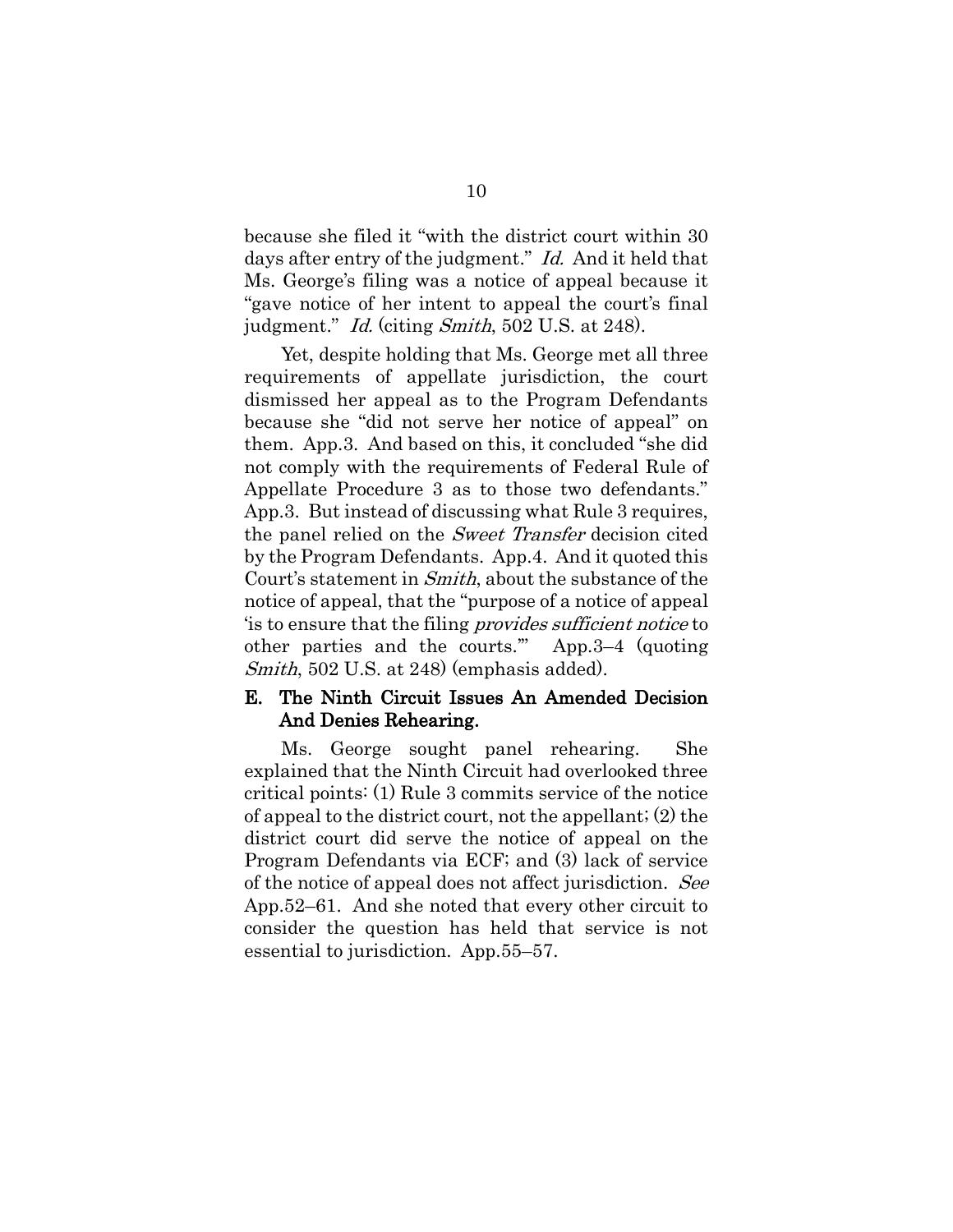because she filed it "with the district court within 30 days after entry of the judgment." *Id.* And it held that Ms. George's filing was a notice of appeal because it "gave notice of her intent to appeal the court's final judgment." *Id.* (citing *Smith*, 502 U.S. at 248).

Yet, despite holding that Ms. George met all three requirements of appellate jurisdiction, the court dismissed her appeal as to the Program Defendants because she "did not serve her notice of appeal" on them. App.3. And based on this, it concluded "she did not comply with the requirements of Federal Rule of Appellate Procedure 3 as to those two defendants." App.3. But instead of discussing what Rule 3 requires, the panel relied on the *Sweet Transfer* decision cited by the Program Defendants. App.4. And it quoted this Court's statement in *Smith*, about the substance of the notice of appeal, that the "purpose of a notice of appeal 'is to ensure that the filing *provides sufficient notice* to other parties and the courts.'" App.3–4 (quoting *Smith*, 502 U.S. at 248) (emphasis added).

### E. The Ninth Circuit Issues An Amended Decision And Denies Rehearing.

Ms. George sought panel rehearing. She explained that the Ninth Circuit had overlooked three critical points: (1) Rule 3 commits service of the notice of appeal to the district court, not the appellant; (2) the district court did serve the notice of appeal on the Program Defendants via ECF; and (3) lack of service of the notice of appeal does not affect jurisdiction. *See* App.52–61. And she noted that every other circuit to consider the question has held that service is not essential to jurisdiction. App.55–57.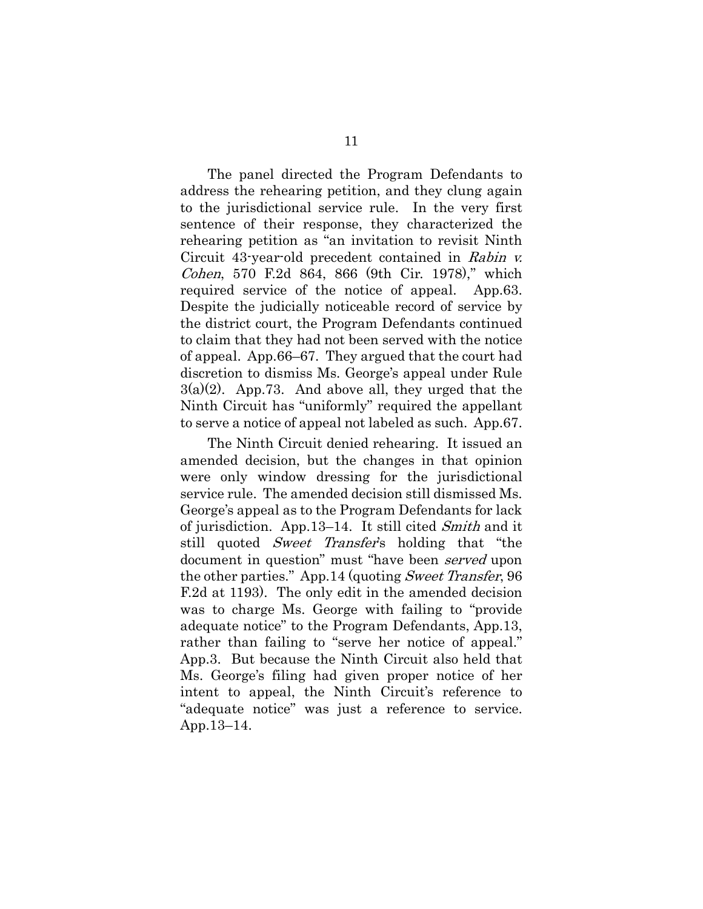The panel directed the Program Defendants to address the rehearing petition, and they clung again to the jurisdictional service rule. In the very first sentence of their response, they characterized the rehearing petition as "an invitation to revisit Ninth Circuit 43-year-old precedent contained in *Rabin v. Cohen*, 570 F.2d 864, 866 (9th Cir. 1978)," which required service of the notice of appeal. App.63. Despite the judicially noticeable record of service by the district court, the Program Defendants continued to claim that they had not been served with the notice of appeal. App.66–67. They argued that the court had discretion to dismiss Ms. George's appeal under Rule 3(a)(2). App.73. And above all, they urged that the Ninth Circuit has "uniformly" required the appellant to serve a notice of appeal not labeled as such. App.67.

The Ninth Circuit denied rehearing. It issued an amended decision, but the changes in that opinion were only window dressing for the jurisdictional service rule. The amended decision still dismissed Ms. George's appeal as to the Program Defendants for lack of jurisdiction. App.13–14. It still cited *Smith* and it still quoted *Sweet Transfer*'s holding that "the document in question" must "have been *served* upon the other parties." App.14 (quoting *Sweet Transfer*, 96 F.2d at 1193). The only edit in the amended decision was to charge Ms. George with failing to "provide adequate notice" to the Program Defendants, App.13, rather than failing to "serve her notice of appeal." App.3. But because the Ninth Circuit also held that Ms. George's filing had given proper notice of her intent to appeal, the Ninth Circuit's reference to "adequate notice" was just a reference to service. App.13–14.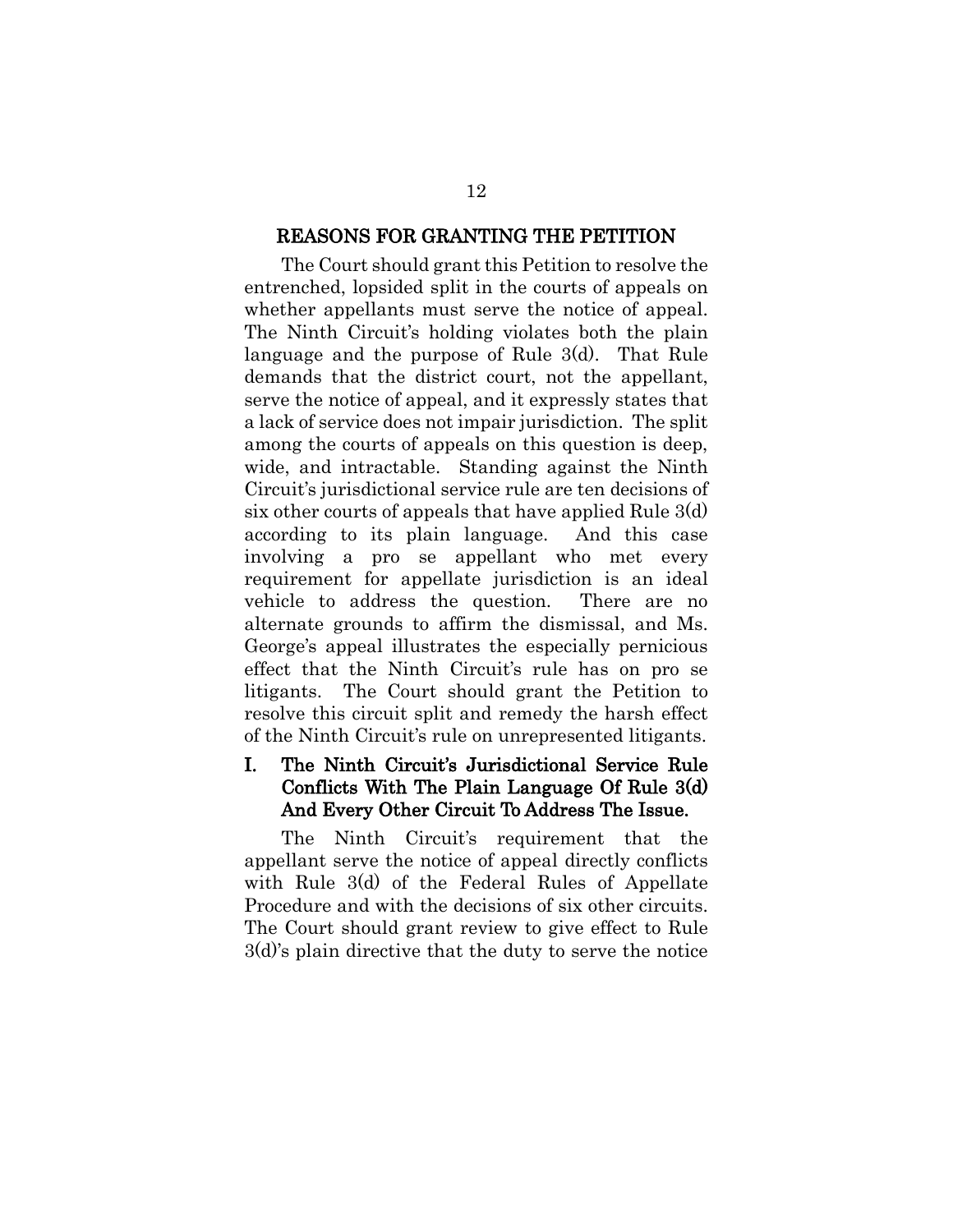## REASONS FOR GRANTING THE PETITION

The Court should grant this Petition to resolve the entrenched, lopsided split in the courts of appeals on whether appellants must serve the notice of appeal. The Ninth Circuit's holding violates both the plain language and the purpose of Rule 3(d). That Rule demands that the district court, not the appellant, serve the notice of appeal, and it expressly states that a lack of service does not impair jurisdiction. The split among the courts of appeals on this question is deep, wide, and intractable. Standing against the Ninth Circuit's jurisdictional service rule are ten decisions of six other courts of appeals that have applied Rule 3(d) according to its plain language. And this case involving a pro se appellant who met every requirement for appellate jurisdiction is an ideal vehicle to address the question. There are no alternate grounds to affirm the dismissal, and Ms. George's appeal illustrates the especially pernicious effect that the Ninth Circuit's rule has on pro se litigants. The Court should grant the Petition to resolve this circuit split and remedy the harsh effect of the Ninth Circuit's rule on unrepresented litigants.

### I. The Ninth Circuit's Jurisdictional Service Rule Conflicts With The Plain Language Of Rule 3(d) And Every Other Circuit To Address The Issue.

The Ninth Circuit's requirement that the appellant serve the notice of appeal directly conflicts with Rule 3(d) of the Federal Rules of Appellate Procedure and with the decisions of six other circuits. The Court should grant review to give effect to Rule 3(d)'s plain directive that the duty to serve the notice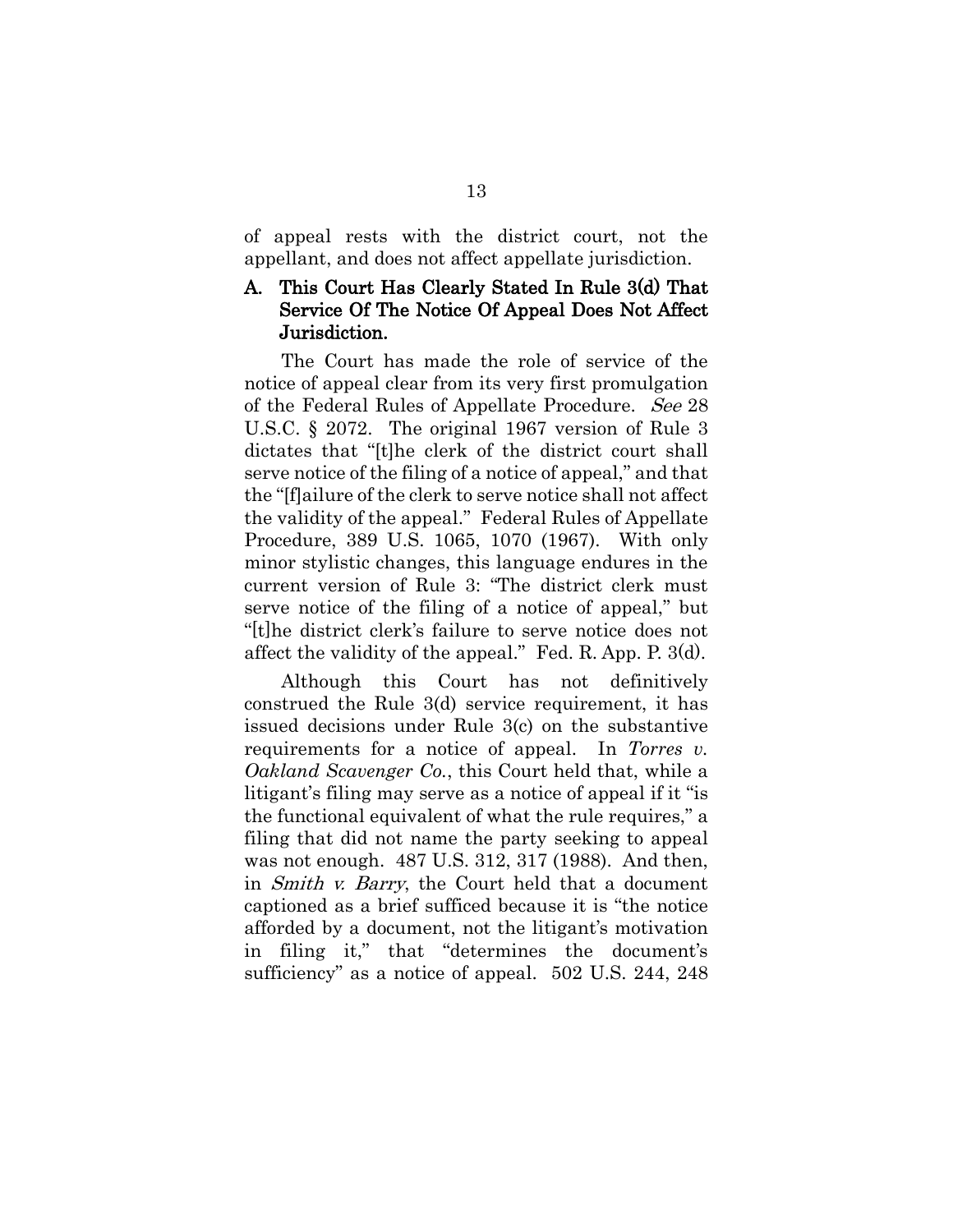of appeal rests with the district court, not the appellant, and does not affect appellate jurisdiction.

### A. This Court Has Clearly Stated In Rule 3(d) That Service Of The Notice Of Appeal Does Not Affect Jurisdiction.

The Court has made the role of service of the notice of appeal clear from its very first promulgation of the Federal Rules of Appellate Procedure. *See* 28 U.S.C. § 2072. The original 1967 version of Rule 3 dictates that "[t]he clerk of the district court shall serve notice of the filing of a notice of appeal," and that the "[f]ailure of the clerk to serve notice shall not affect the validity of the appeal." Federal Rules of Appellate Procedure, 389 U.S. 1065, 1070 (1967). With only minor stylistic changes, this language endures in the current version of Rule 3: "The district clerk must serve notice of the filing of a notice of appeal," but "[t]he district clerk's failure to serve notice does not affect the validity of the appeal." Fed. R. App. P. 3(d).

Although this Court has not definitively construed the Rule 3(d) service requirement, it has issued decisions under Rule 3(c) on the substantive requirements for a notice of appeal. In *Torres v. Oakland Scavenger Co.*, this Court held that, while a litigant's filing may serve as a notice of appeal if it "is the functional equivalent of what the rule requires," a filing that did not name the party seeking to appeal was not enough. 487 U.S. 312, 317 (1988). And then, in *Smith v. Barry*, the Court held that a document captioned as a brief sufficed because it is "the notice afforded by a document, not the litigant's motivation in filing it," that "determines the document's sufficiency" as a notice of appeal. 502 U.S. 244, 248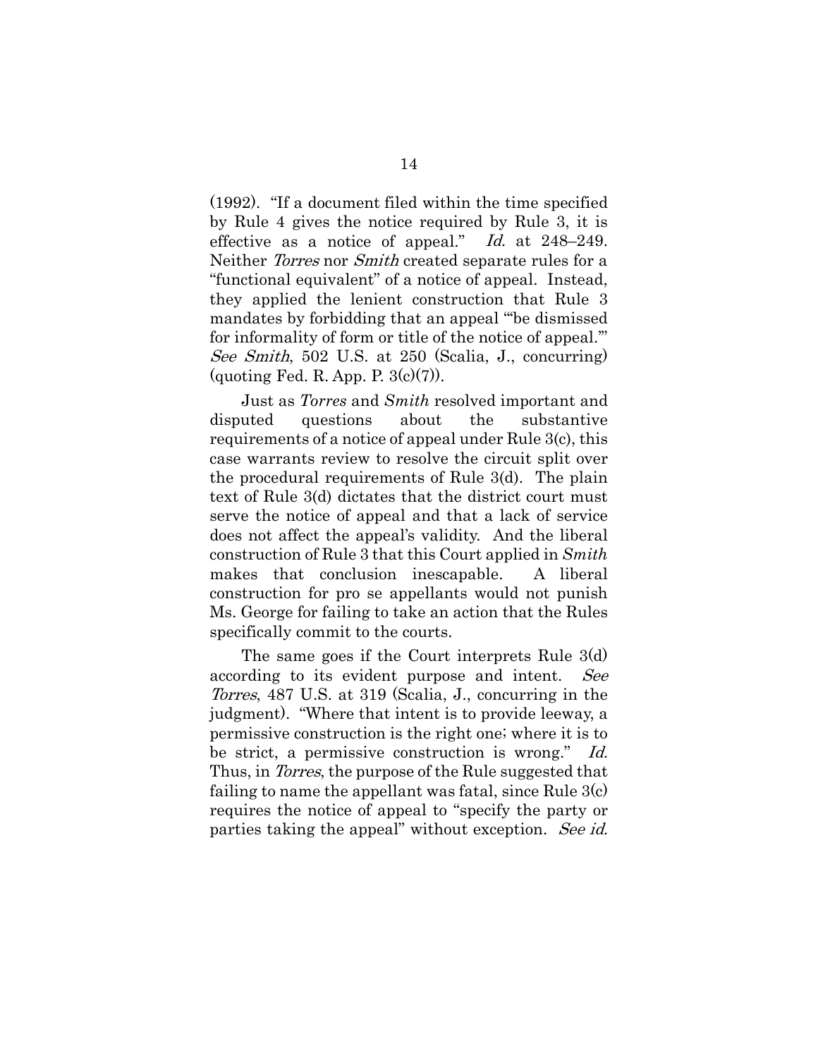(1992). "If a document filed within the time specified by Rule 4 gives the notice required by Rule 3, it is effective as a notice of appeal." *Id.* at 248–249. Neither *Torres* nor *Smith* created separate rules for a "functional equivalent" of a notice of appeal. Instead, they applied the lenient construction that Rule 3 mandates by forbidding that an appeal "'be dismissed for informality of form or title of the notice of appeal.'" *See Smith*, 502 U.S. at 250 (Scalia, J., concurring) (quoting Fed. R. App. P. 3(c)(7)).

Just as *Torres* and *Smith* resolved important and disputed questions about the substantive requirements of a notice of appeal under Rule 3(c), this case warrants review to resolve the circuit split over the procedural requirements of Rule 3(d). The plain text of Rule 3(d) dictates that the district court must serve the notice of appeal and that a lack of service does not affect the appeal's validity. And the liberal construction of Rule 3 that this Court applied in *Smith* makes that conclusion inescapable. A liberal construction for pro se appellants would not punish Ms. George for failing to take an action that the Rules specifically commit to the courts.

The same goes if the Court interprets Rule 3(d) according to its evident purpose and intent. *See Torres*, 487 U.S. at 319 (Scalia, J., concurring in the judgment). "Where that intent is to provide leeway, a permissive construction is the right one; where it is to be strict, a permissive construction is wrong." *Id.* Thus, in *Torres*, the purpose of the Rule suggested that failing to name the appellant was fatal, since Rule 3(c) requires the notice of appeal to "specify the party or parties taking the appeal" without exception. *See id.*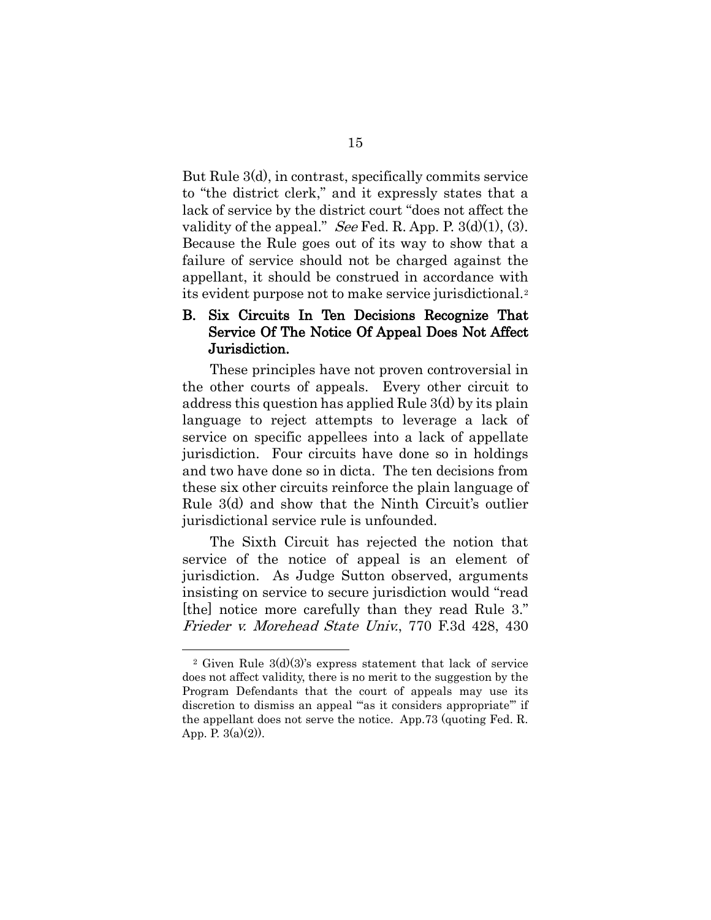But Rule 3(d), in contrast, specifically commits service to "the district clerk," and it expressly states that a lack of service by the district court "does not affect the validity of the appeal." *See* Fed. R. App. P. 3(d)(1), (3). Because the Rule goes out of its way to show that a failure of service should not be charged against the appellant, it should be construed in accordance with its evident purpose not to make service jurisdictional.[2]

### B. Six Circuits In Ten Decisions Recognize That Service Of The Notice Of Appeal Does Not Affect Jurisdiction.

These principles have not proven controversial in the other courts of appeals. Every other circuit to address this question has applied Rule 3(d) by its plain language to reject attempts to leverage a lack of service on specific appellees into a lack of appellate jurisdiction. Four circuits have done so in holdings and two have done so in dicta. The ten decisions from these six other circuits reinforce the plain language of Rule 3(d) and show that the Ninth Circuit's outlier jurisdictional service rule is unfounded.

The Sixth Circuit has rejected the notion that service of the notice of appeal is an element of jurisdiction. As Judge Sutton observed, arguments insisting on service to secure jurisdiction would "read [the] notice more carefully than they read Rule 3." *Frieder v. Morehead State Univ.*, 770 F.3d 428, 430

---

[2] Given Rule 3(d)(3)'s express statement that lack of service does not affect validity, there is no merit to the suggestion by the Program Defendants that the court of appeals may use its discretion to dismiss an appeal "'as it considers appropriate'" if the appellant does not serve the notice. App.73 (quoting Fed. R. App. P. 3(a)(2)).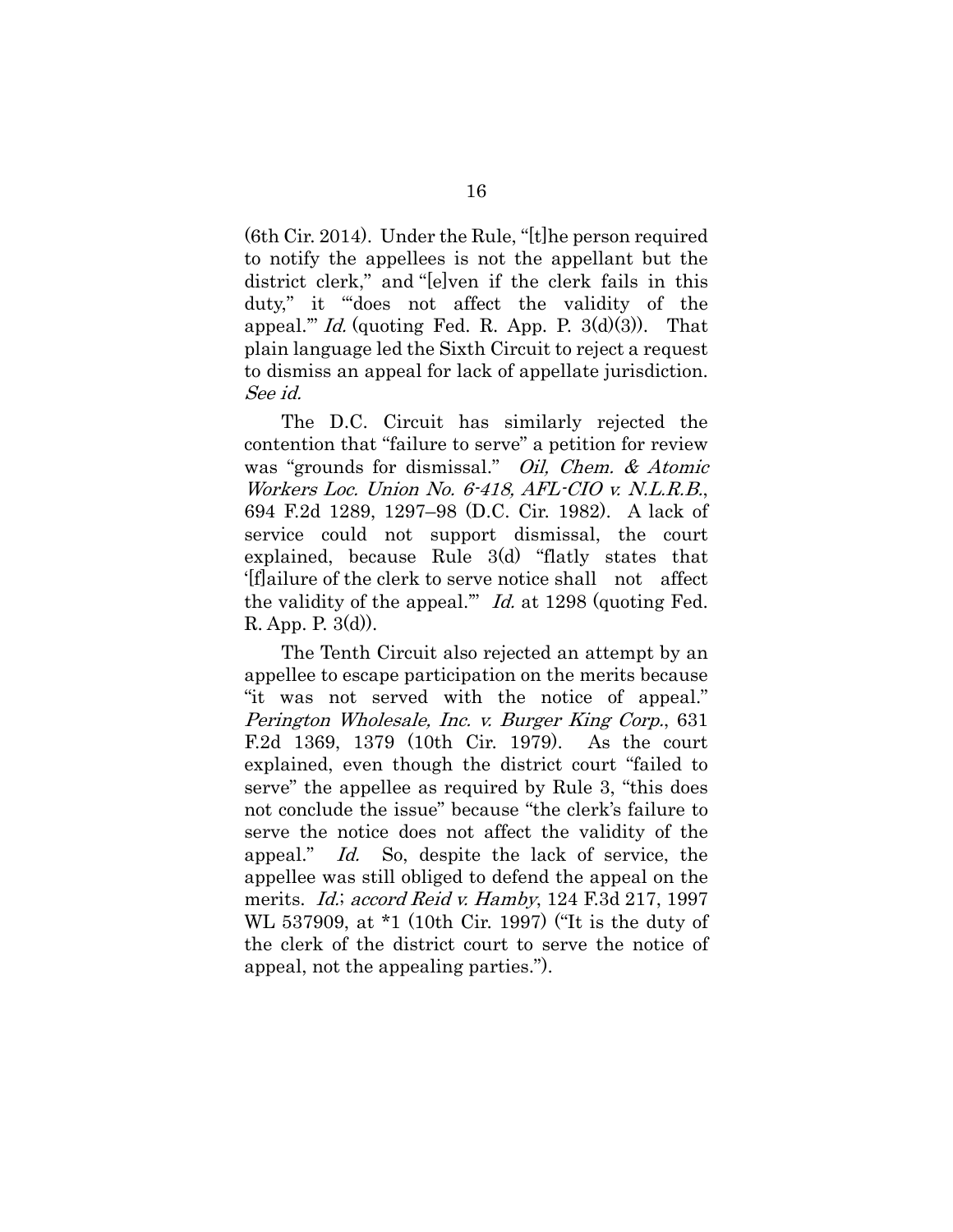(6th Cir. 2014). Under the Rule, "[t]he person required to notify the appellees is not the appellant but the district clerk," and "[e]ven if the clerk fails in this duty," it "'does not affect the validity of the appeal.'" *Id.* (quoting Fed. R. App. P. 3(d)(3)). That plain language led the Sixth Circuit to reject a request to dismiss an appeal for lack of appellate jurisdiction. *See id.*

The D.C. Circuit has similarly rejected the contention that "failure to serve" a petition for review was "grounds for dismissal." *Oil, Chem. & Atomic Workers Loc. Union No. 6-418, AFL-CIO v. N.L.R.B.*, 694 F.2d 1289, 1297–98 (D.C. Cir. 1982). A lack of service could not support dismissal, the court explained, because Rule 3(d) "flatly states that '[f]ailure of the clerk to serve notice shall not affect the validity of the appeal.'" *Id.* at 1298 (quoting Fed. R. App. P. 3(d)).

The Tenth Circuit also rejected an attempt by an appellee to escape participation on the merits because "it was not served with the notice of appeal." *Perington Wholesale, Inc. v. Burger King Corp.*, 631 F.2d 1369, 1379 (10th Cir. 1979). As the court explained, even though the district court "failed to serve" the appellee as required by Rule 3, "this does not conclude the issue" because "the clerk's failure to serve the notice does not affect the validity of the appeal." *Id.* So, despite the lack of service, the appellee was still obliged to defend the appeal on the merits. *Id.*; *accord Reid v. Hamby*, 124 F.3d 217, 1997 WL 537909, at *1 (10th Cir. 1997) ("It is the duty of the clerk of the district court to serve the notice of appeal, not the appealing parties.").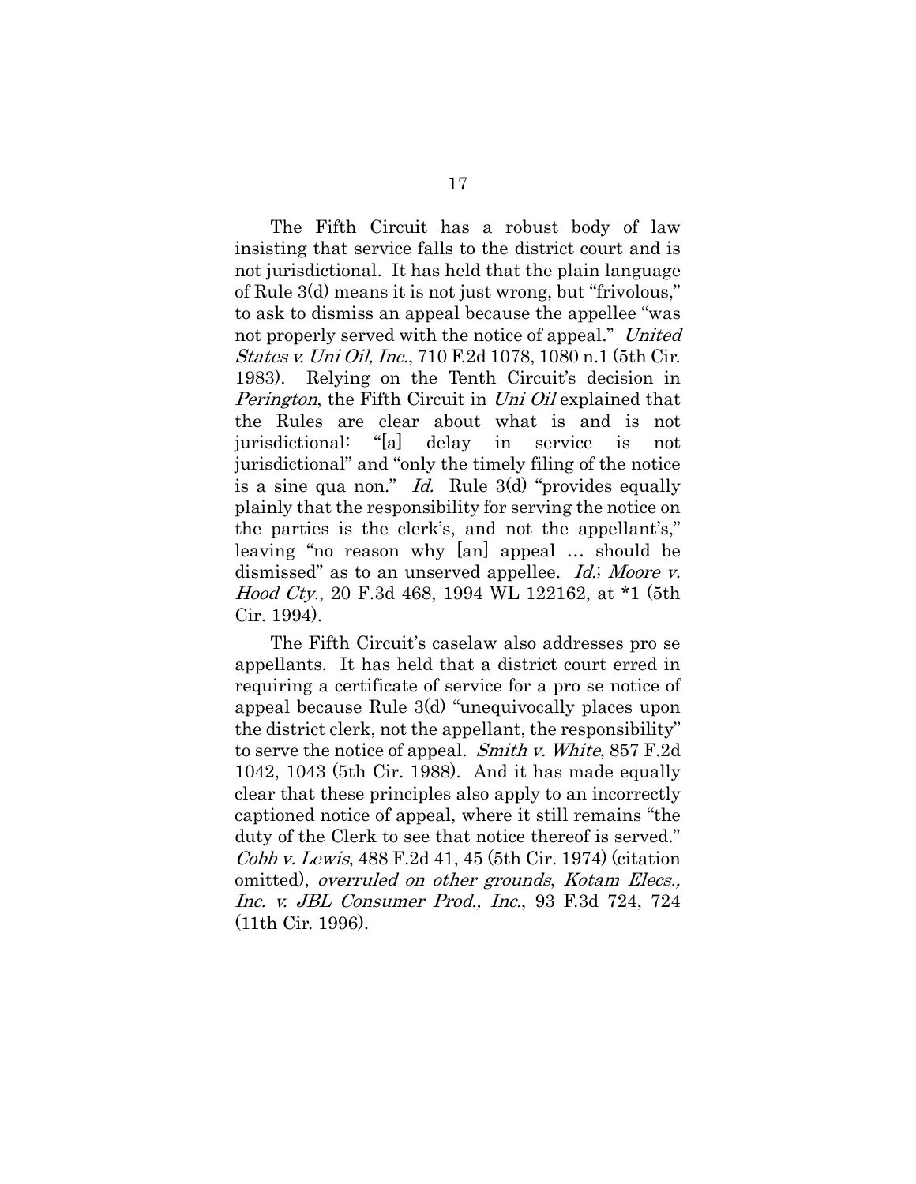The Fifth Circuit has a robust body of law insisting that service falls to the district court and is not jurisdictional. It has held that the plain language of Rule 3(d) means it is not just wrong, but "frivolous," to ask to dismiss an appeal because the appellee "was not properly served with the notice of appeal." *United States v. Uni Oil, Inc.*, 710 F.2d 1078, 1080 n.1 (5th Cir. 1983). Relying on the Tenth Circuit's decision in *Perington*, the Fifth Circuit in *Uni Oil* explained that the Rules are clear about what is and is not jurisdictional: "[a] delay in service is not jurisdictional" and "only the timely filing of the notice is a sine qua non." *Id.* Rule 3(d) "provides equally plainly that the responsibility for serving the notice on the parties is the clerk's, and not the appellant's," leaving "no reason why [an] appeal … should be dismissed" as to an unserved appellee. *Id.*; *Moore v. Hood Cty.*, 20 F.3d 468, 1994 WL 122162, at *1 (5th Cir. 1994).

The Fifth Circuit's caselaw also addresses pro se appellants. It has held that a district court erred in requiring a certificate of service for a pro se notice of appeal because Rule 3(d) "unequivocally places upon the district clerk, not the appellant, the responsibility" to serve the notice of appeal. *Smith v. White*, 857 F.2d 1042, 1043 (5th Cir. 1988). And it has made equally clear that these principles also apply to an incorrectly captioned notice of appeal, where it still remains "the duty of the Clerk to see that notice thereof is served." *Cobb v. Lewis*, 488 F.2d 41, 45 (5th Cir. 1974) (citation omitted), *overruled on other grounds*, *Kotam Elecs., Inc. v. JBL Consumer Prod., Inc.*, 93 F.3d 724, 724 (11th Cir. 1996).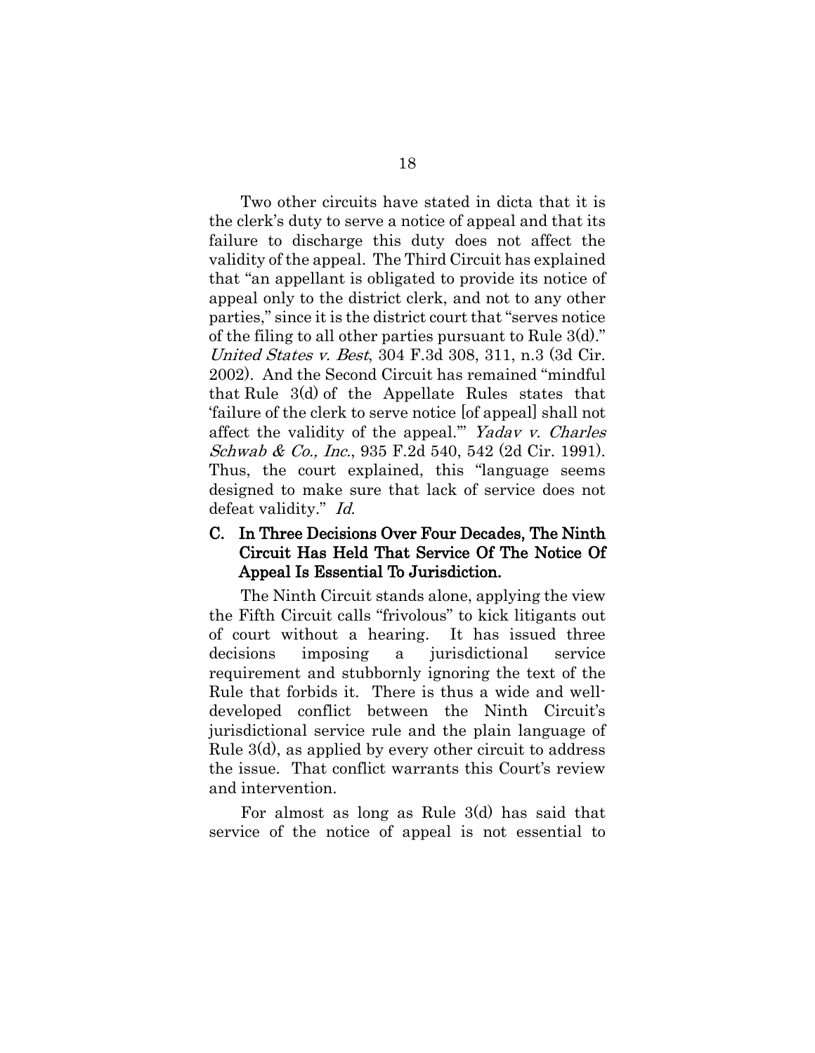Two other circuits have stated in dicta that it is the clerk's duty to serve a notice of appeal and that its failure to discharge this duty does not affect the validity of the appeal. The Third Circuit has explained that "an appellant is obligated to provide its notice of appeal only to the district clerk, and not to any other parties," since it is the district court that "serves notice of the filing to all other parties pursuant to Rule 3(d)." *United States v. Best*, 304 F.3d 308, 311, n.3 (3d Cir. 2002). And the Second Circuit has remained "mindful that Rule 3(d) of the Appellate Rules states that 'failure of the clerk to serve notice [of appeal] shall not affect the validity of the appeal.'" *Yadav v. Charles Schwab & Co., Inc.*, 935 F.2d 540, 542 (2d Cir. 1991). Thus, the court explained, this "language seems designed to make sure that lack of service does not defeat validity." *Id.*

### C. In Three Decisions Over Four Decades, The Ninth Circuit Has Held That Service Of The Notice Of Appeal Is Essential To Jurisdiction.

The Ninth Circuit stands alone, applying the view the Fifth Circuit calls "frivolous" to kick litigants out of court without a hearing. It has issued three decisions imposing a jurisdictional service requirement and stubbornly ignoring the text of the Rule that forbids it. There is thus a wide and well-developed conflict between the Ninth Circuit's jurisdictional service rule and the plain language of Rule 3(d), as applied by every other circuit to address the issue. That conflict warrants this Court's review and intervention.

For almost as long as Rule 3(d) has said that service of the notice of appeal is not essential to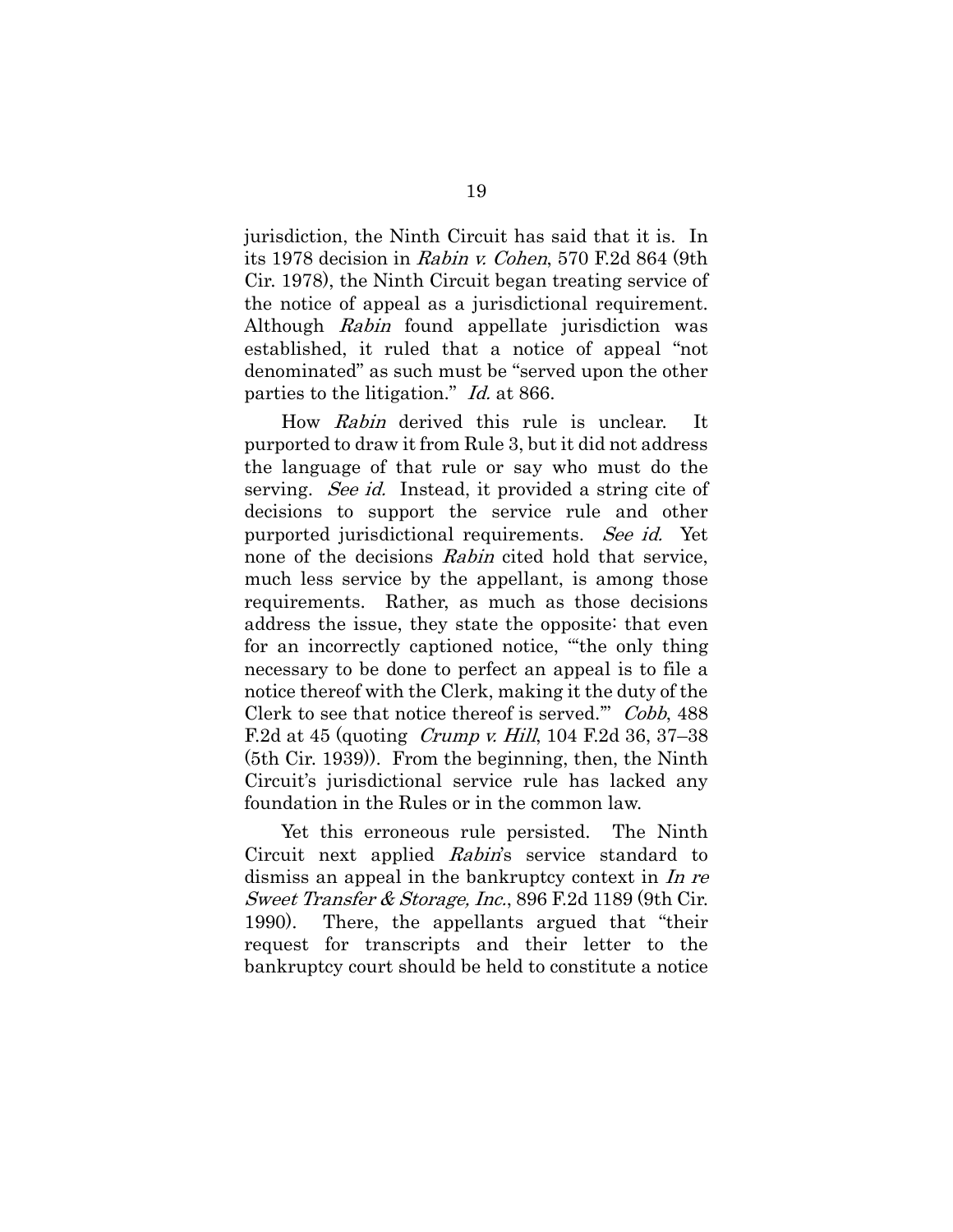jurisdiction, the Ninth Circuit has said that it is. In its 1978 decision in *Rabin v. Cohen*, 570 F.2d 864 (9th Cir. 1978), the Ninth Circuit began treating service of the notice of appeal as a jurisdictional requirement. Although *Rabin* found appellate jurisdiction was established, it ruled that a notice of appeal "not denominated" as such must be "served upon the other parties to the litigation." *Id.* at 866.

How *Rabin* derived this rule is unclear. It purported to draw it from Rule 3, but it did not address the language of that rule or say who must do the serving. *See id.* Instead, it provided a string cite of decisions to support the service rule and other purported jurisdictional requirements. *See id.* Yet none of the decisions *Rabin* cited hold that service, much less service by the appellant, is among those requirements. Rather, as much as those decisions address the issue, they state the opposite: that even for an incorrectly captioned notice, "'the only thing necessary to be done to perfect an appeal is to file a notice thereof with the Clerk, making it the duty of the Clerk to see that notice thereof is served.'" *Cobb*, 488 F.2d at 45 (quoting *Crump v. Hill*, 104 F.2d 36, 37–38 (5th Cir. 1939)). From the beginning, then, the Ninth Circuit's jurisdictional service rule has lacked any foundation in the Rules or in the common law.

Yet this erroneous rule persisted. The Ninth Circuit next applied *Rabin*'s service standard to dismiss an appeal in the bankruptcy context in *In re Sweet Transfer & Storage, Inc.*, 896 F.2d 1189 (9th Cir. 1990). There, the appellants argued that "their request for transcripts and their letter to the bankruptcy court should be held to constitute a notice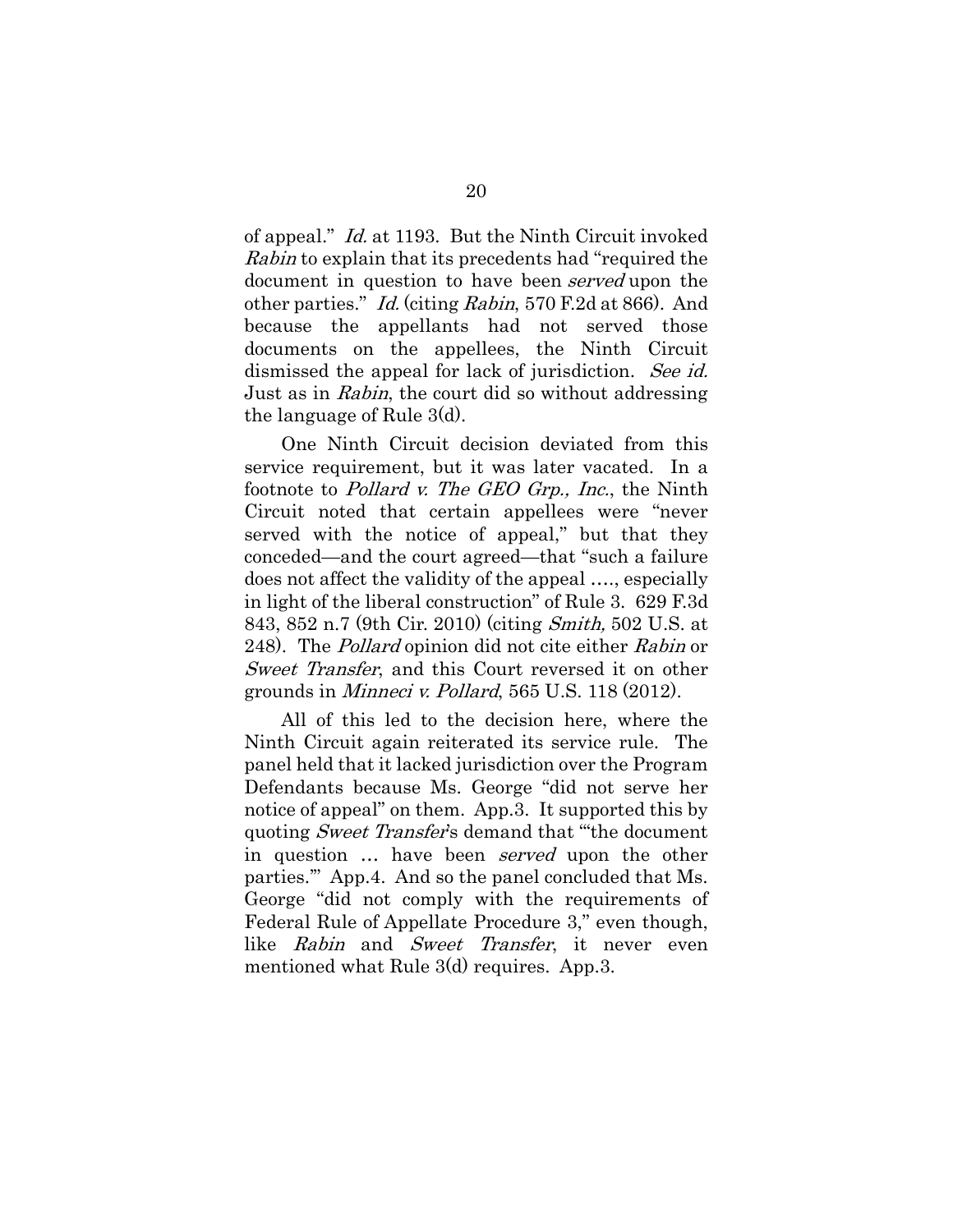of appeal." *Id.* at 1193. But the Ninth Circuit invoked *Rabin* to explain that its precedents had "required the document in question to have been *served* upon the other parties." *Id.* (citing *Rabin*, 570 F.2d at 866). And because the appellants had not served those documents on the appellees, the Ninth Circuit dismissed the appeal for lack of jurisdiction. *See id.* Just as in *Rabin*, the court did so without addressing the language of Rule 3(d).

One Ninth Circuit decision deviated from this service requirement, but it was later vacated. In a footnote to *Pollard v. The GEO Grp., Inc.*, the Ninth Circuit noted that certain appellees were "never served with the notice of appeal," but that they conceded—and the court agreed—that "such a failure does not affect the validity of the appeal …., especially in light of the liberal construction" of Rule 3. 629 F.3d 843, 852 n.7 (9th Cir. 2010) (citing *Smith,* 502 U.S. at 248). The *Pollard* opinion did not cite either *Rabin* or *Sweet Transfer*, and this Court reversed it on other grounds in *Minneci v. Pollard*, 565 U.S. 118 (2012).

All of this led to the decision here, where the Ninth Circuit again reiterated its service rule. The panel held that it lacked jurisdiction over the Program Defendants because Ms. George "did not serve her notice of appeal" on them. App.3. It supported this by quoting *Sweet Transfer*'s demand that "'the document in question … have been *served* upon the other parties.'" App.4. And so the panel concluded that Ms. George "did not comply with the requirements of Federal Rule of Appellate Procedure 3," even though, like *Rabin* and *Sweet Transfer*, it never even mentioned what Rule 3(d) requires. App.3.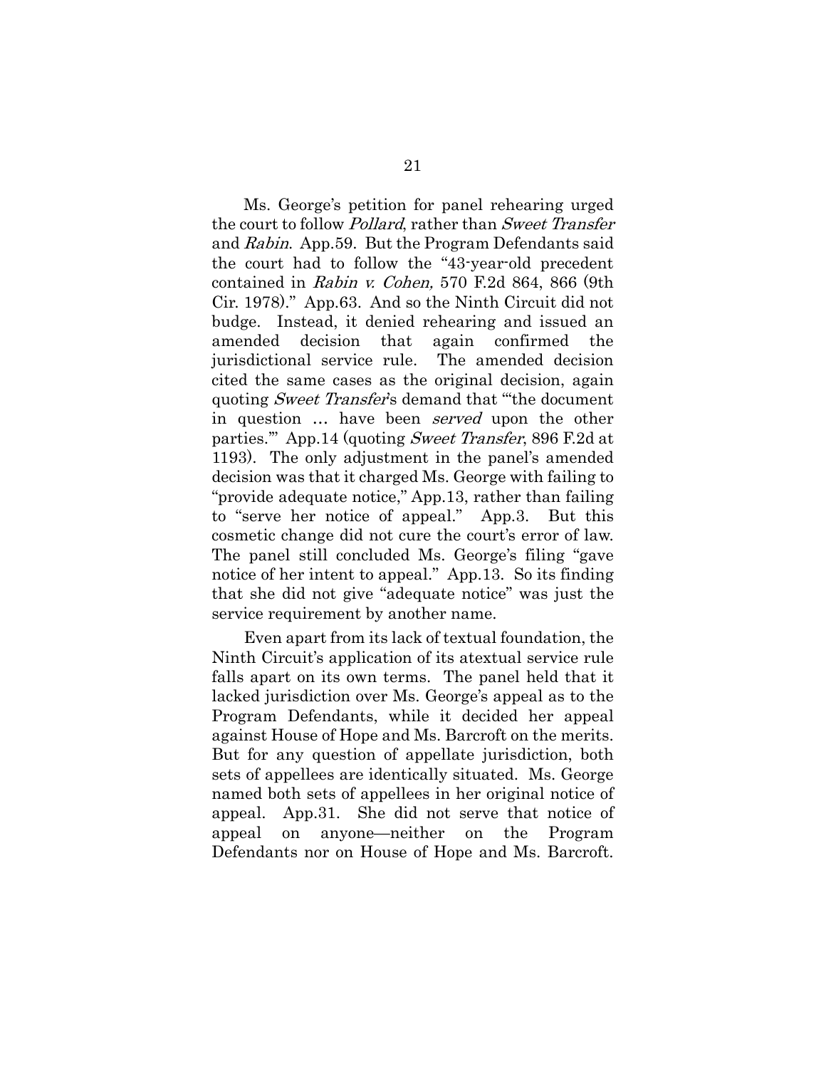Ms. George's petition for panel rehearing urged the court to follow *Pollard*, rather than *Sweet Transfer* and *Rabin*. App.59. But the Program Defendants said the court had to follow the "43-year-old precedent contained in *Rabin v. Cohen,* 570 F.2d 864, 866 (9th Cir. 1978)." App.63. And so the Ninth Circuit did not budge. Instead, it denied rehearing and issued an amended decision that again confirmed the jurisdictional service rule. The amended decision cited the same cases as the original decision, again quoting *Sweet Transfer*'s demand that "'the document in question … have been *served* upon the other parties.'" App.14 (quoting *Sweet Transfer*, 896 F.2d at 1193). The only adjustment in the panel's amended decision was that it charged Ms. George with failing to "provide adequate notice," App.13, rather than failing to "serve her notice of appeal." App.3. But this cosmetic change did not cure the court's error of law. The panel still concluded Ms. George's filing "gave notice of her intent to appeal." App.13. So its finding that she did not give "adequate notice" was just the service requirement by another name.

Even apart from its lack of textual foundation, the Ninth Circuit's application of its atextual service rule falls apart on its own terms. The panel held that it lacked jurisdiction over Ms. George's appeal as to the Program Defendants, while it decided her appeal against House of Hope and Ms. Barcroft on the merits. But for any question of appellate jurisdiction, both sets of appellees are identically situated. Ms. George named both sets of appellees in her original notice of appeal. App.31. She did not serve that notice of appeal on anyone—neither on the Program Defendants nor on House of Hope and Ms. Barcroft.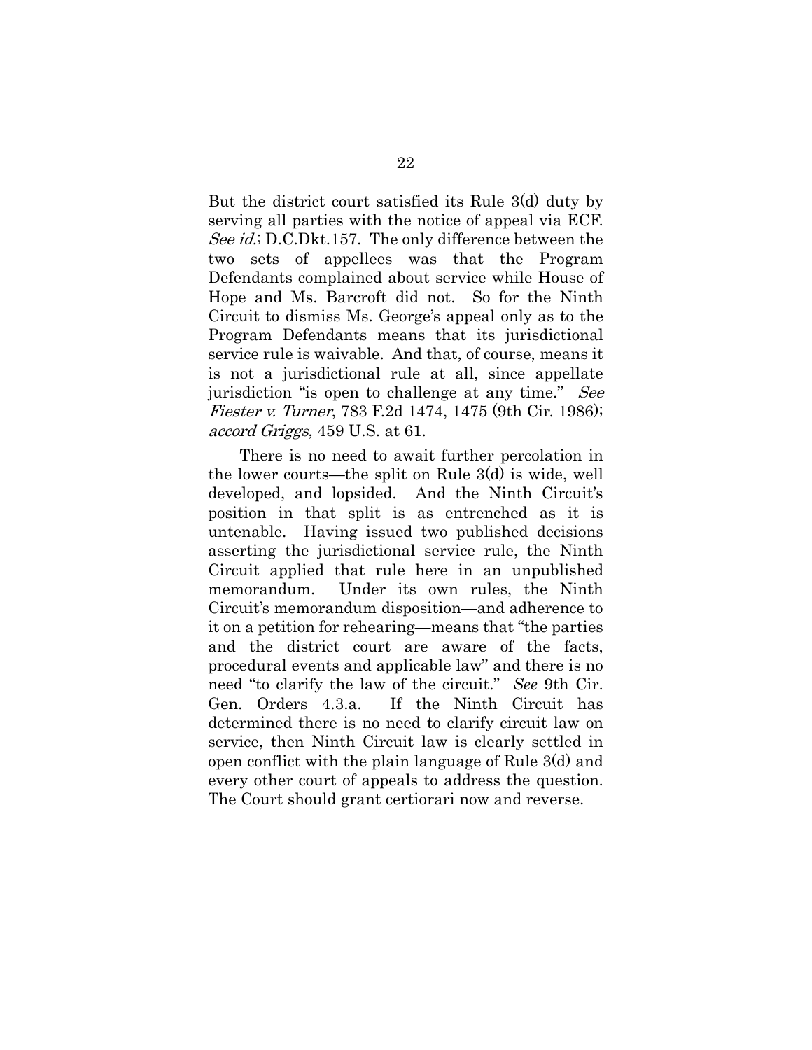But the district court satisfied its Rule 3(d) duty by serving all parties with the notice of appeal via ECF. *See id.*; D.C.Dkt.157. The only difference between the two sets of appellees was that the Program Defendants complained about service while House of Hope and Ms. Barcroft did not. So for the Ninth Circuit to dismiss Ms. George's appeal only as to the Program Defendants means that its jurisdictional service rule is waivable. And that, of course, means it is not a jurisdictional rule at all, since appellate jurisdiction "is open to challenge at any time." *See Fiester v. Turner*, 783 F.2d 1474, 1475 (9th Cir. 1986); *accord Griggs*, 459 U.S. at 61.

There is no need to await further percolation in the lower courts—the split on Rule 3(d) is wide, well developed, and lopsided. And the Ninth Circuit's position in that split is as entrenched as it is untenable. Having issued two published decisions asserting the jurisdictional service rule, the Ninth Circuit applied that rule here in an unpublished memorandum. Under its own rules, the Ninth Circuit's memorandum disposition—and adherence to it on a petition for rehearing—means that "the parties and the district court are aware of the facts, procedural events and applicable law" and there is no need "to clarify the law of the circuit." *See* 9th Cir. Gen. Orders 4.3.a. If the Ninth Circuit has determined there is no need to clarify circuit law on service, then Ninth Circuit law is clearly settled in open conflict with the plain language of Rule 3(d) and every other court of appeals to address the question. The Court should grant certiorari now and reverse.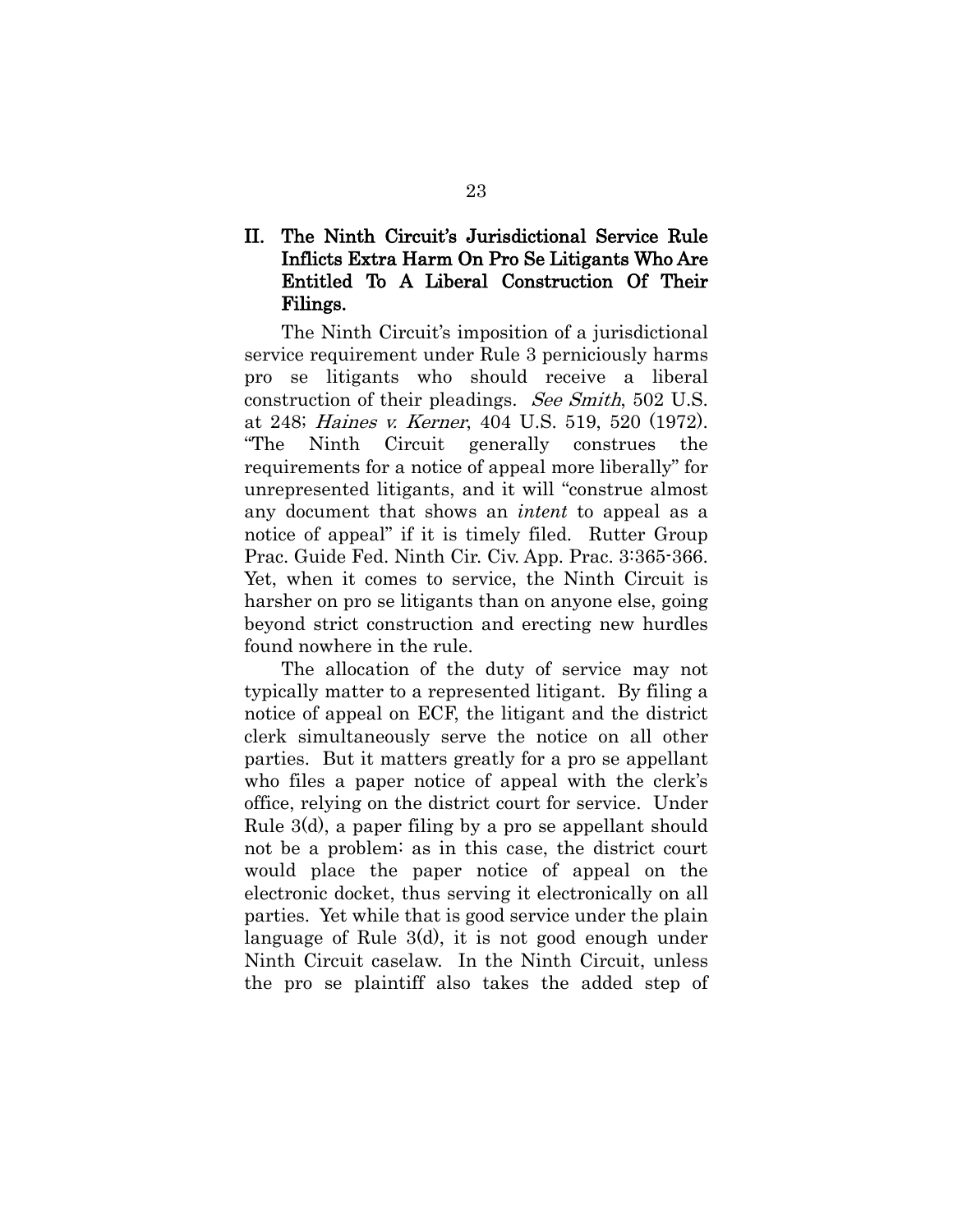## II. The Ninth Circuit's Jurisdictional Service Rule Inflicts Extra Harm On Pro Se Litigants Who Are Entitled To A Liberal Construction Of Their Filings.

The Ninth Circuit's imposition of a jurisdictional service requirement under Rule 3 perniciously harms pro se litigants who should receive a liberal construction of their pleadings. *See Smith*, 502 U.S. at 248; *Haines v. Kerner*, 404 U.S. 519, 520 (1972). "The Ninth Circuit generally construes the requirements for a notice of appeal more liberally" for unrepresented litigants, and it will "construe almost any document that shows an *intent* to appeal as a notice of appeal" if it is timely filed. Rutter Group Prac. Guide Fed. Ninth Cir. Civ. App. Prac. 3:365-366. Yet, when it comes to service, the Ninth Circuit is harsher on pro se litigants than on anyone else, going beyond strict construction and erecting new hurdles found nowhere in the rule.

The allocation of the duty of service may not typically matter to a represented litigant. By filing a notice of appeal on ECF, the litigant and the district clerk simultaneously serve the notice on all other parties. But it matters greatly for a pro se appellant who files a paper notice of appeal with the clerk's office, relying on the district court for service. Under Rule 3(d), a paper filing by a pro se appellant should not be a problem: as in this case, the district court would place the paper notice of appeal on the electronic docket, thus serving it electronically on all parties. Yet while that is good service under the plain language of Rule 3(d), it is not good enough under Ninth Circuit caselaw. In the Ninth Circuit, unless the pro se plaintiff also takes the added step of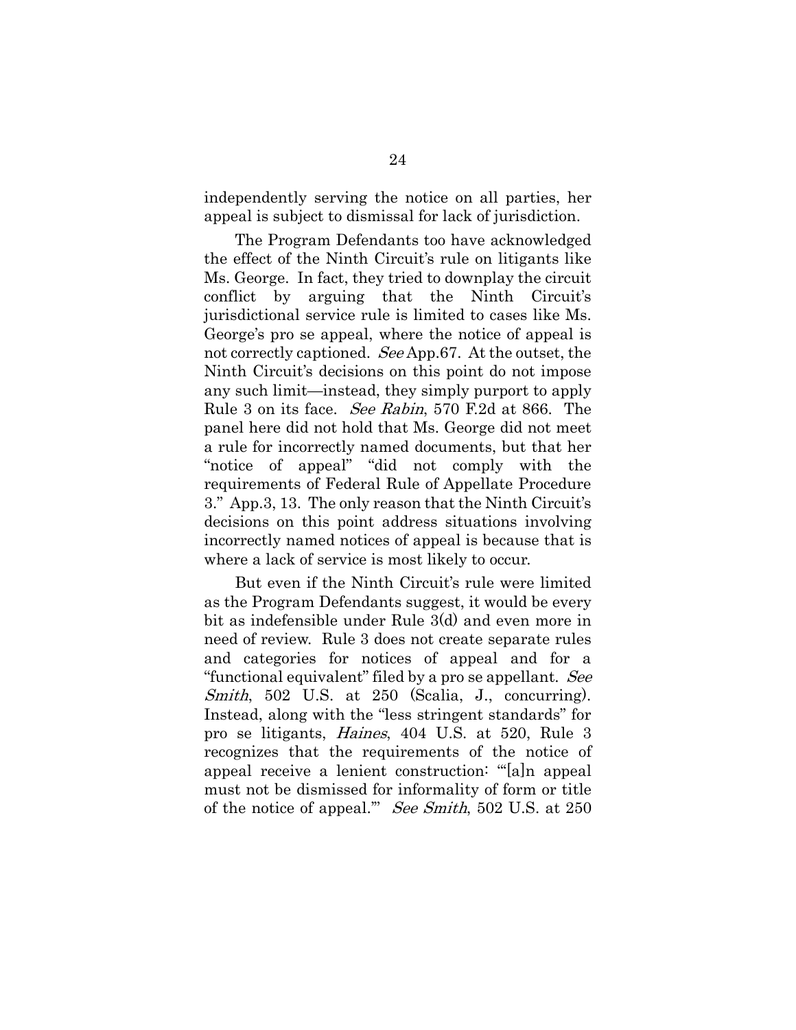independently serving the notice on all parties, her appeal is subject to dismissal for lack of jurisdiction.

The Program Defendants too have acknowledged the effect of the Ninth Circuit's rule on litigants like Ms. George. In fact, they tried to downplay the circuit conflict by arguing that the Ninth Circuit's jurisdictional service rule is limited to cases like Ms. George's pro se appeal, where the notice of appeal is not correctly captioned. *See* App.67. At the outset, the Ninth Circuit's decisions on this point do not impose any such limit—instead, they simply purport to apply Rule 3 on its face. *See Rabin*, 570 F.2d at 866. The panel here did not hold that Ms. George did not meet a rule for incorrectly named documents, but that her "notice of appeal" "did not comply with the requirements of Federal Rule of Appellate Procedure 3." App.3, 13. The only reason that the Ninth Circuit's decisions on this point address situations involving incorrectly named notices of appeal is because that is where a lack of service is most likely to occur.

But even if the Ninth Circuit's rule were limited as the Program Defendants suggest, it would be every bit as indefensible under Rule 3(d) and even more in need of review. Rule 3 does not create separate rules and categories for notices of appeal and for a "functional equivalent" filed by a pro se appellant. *See Smith*, 502 U.S. at 250 (Scalia, J., concurring). Instead, along with the "less stringent standards" for pro se litigants, *Haines*, 404 U.S. at 520, Rule 3 recognizes that the requirements of the notice of appeal receive a lenient construction: "'[a]n appeal must not be dismissed for informality of form or title of the notice of appeal.'" *See Smith*, 502 U.S. at 250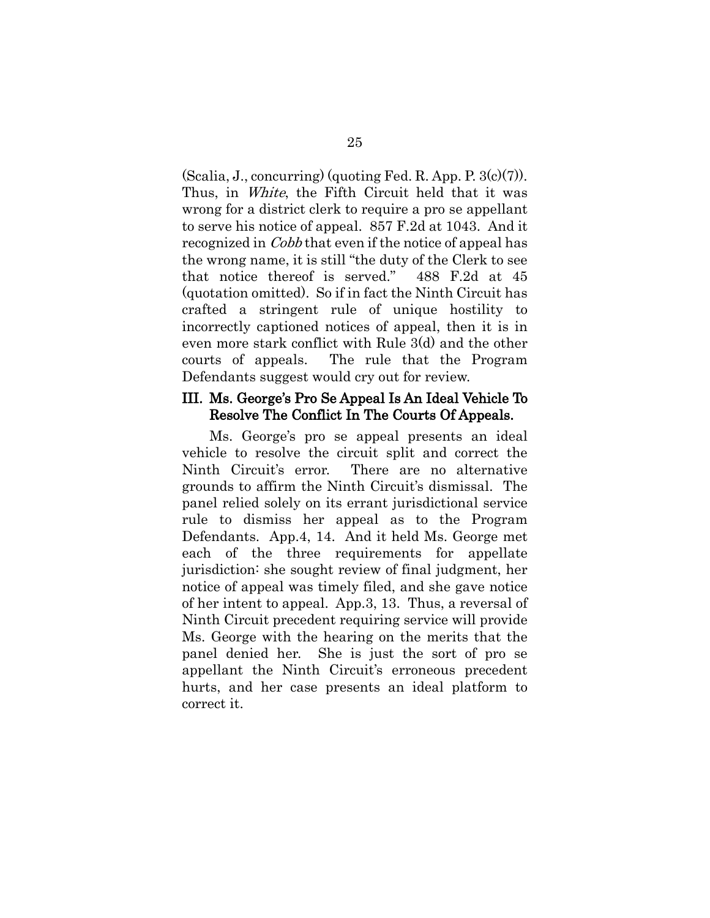(Scalia, J., concurring) (quoting Fed. R. App. P. 3(c)(7)). Thus, in *White*, the Fifth Circuit held that it was wrong for a district clerk to require a pro se appellant to serve his notice of appeal. 857 F.2d at 1043. And it recognized in *Cobb* that even if the notice of appeal has the wrong name, it is still "the duty of the Clerk to see that notice thereof is served." 488 F.2d at 45 (quotation omitted). So if in fact the Ninth Circuit has crafted a stringent rule of unique hostility to incorrectly captioned notices of appeal, then it is in even more stark conflict with Rule 3(d) and the other courts of appeals. The rule that the Program Defendants suggest would cry out for review.

## III. Ms. George's Pro Se Appeal Is An Ideal Vehicle To Resolve The Conflict In The Courts Of Appeals.

Ms. George's pro se appeal presents an ideal vehicle to resolve the circuit split and correct the Ninth Circuit's error. There are no alternative grounds to affirm the Ninth Circuit's dismissal. The panel relied solely on its errant jurisdictional service rule to dismiss her appeal as to the Program Defendants. App.4, 14. And it held Ms. George met each of the three requirements for appellate jurisdiction: she sought review of final judgment, her notice of appeal was timely filed, and she gave notice of her intent to appeal. App.3, 13. Thus, a reversal of Ninth Circuit precedent requiring service will provide Ms. George with the hearing on the merits that the panel denied her. She is just the sort of pro se appellant the Ninth Circuit's erroneous precedent hurts, and her case presents an ideal platform to correct it.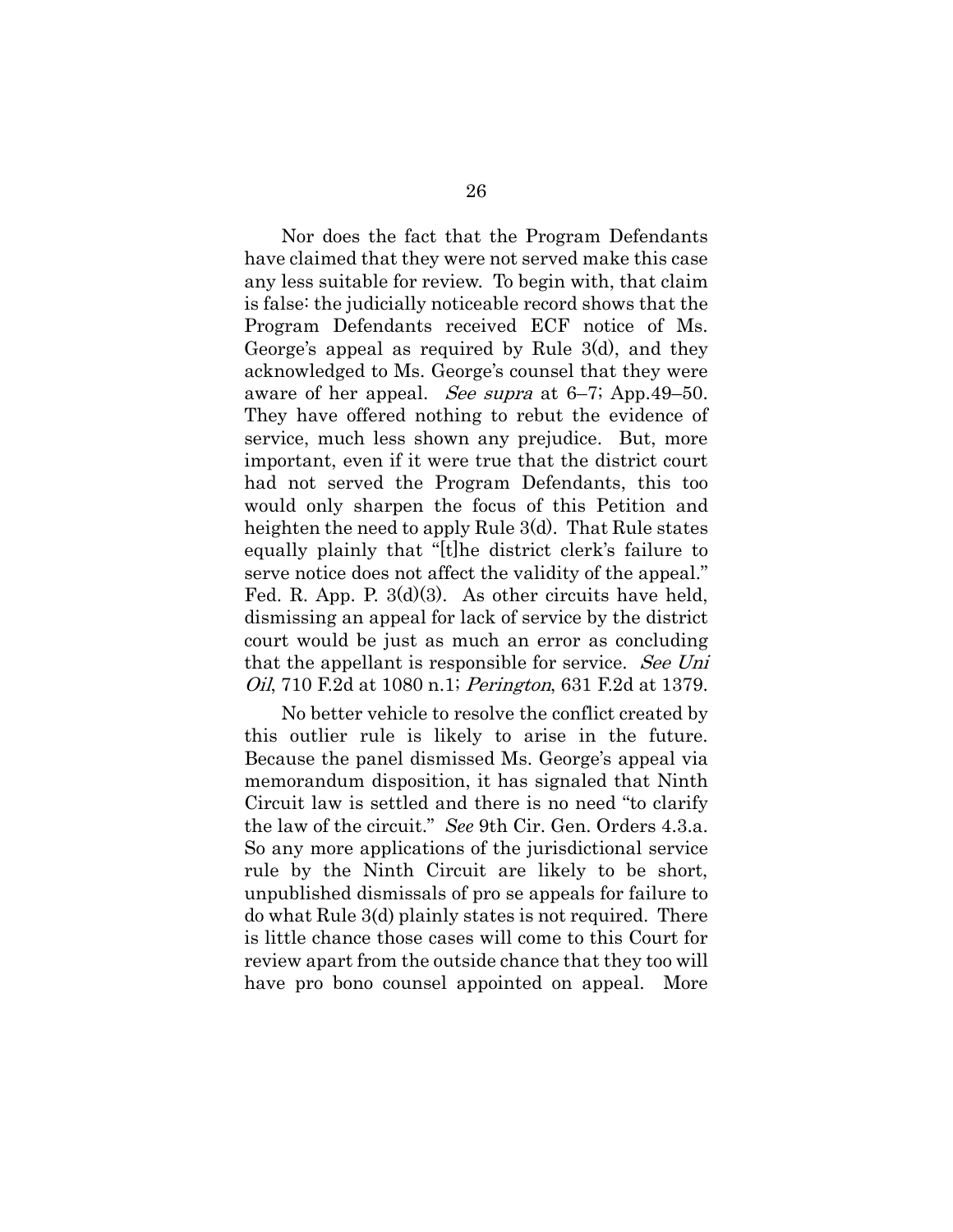Nor does the fact that the Program Defendants have claimed that they were not served make this case any less suitable for review. To begin with, that claim is false: the judicially noticeable record shows that the Program Defendants received ECF notice of Ms. George's appeal as required by Rule 3(d), and they acknowledged to Ms. George's counsel that they were aware of her appeal. *See supra* at 6–7; App.49–50. They have offered nothing to rebut the evidence of service, much less shown any prejudice. But, more important, even if it were true that the district court had not served the Program Defendants, this too would only sharpen the focus of this Petition and heighten the need to apply Rule 3(d). That Rule states equally plainly that "[t]he district clerk's failure to serve notice does not affect the validity of the appeal." Fed. R. App. P. 3(d)(3). As other circuits have held, dismissing an appeal for lack of service by the district court would be just as much an error as concluding that the appellant is responsible for service. *See Uni Oil*, 710 F.2d at 1080 n.1; *Perington*, 631 F.2d at 1379.

No better vehicle to resolve the conflict created by this outlier rule is likely to arise in the future. Because the panel dismissed Ms. George's appeal via memorandum disposition, it has signaled that Ninth Circuit law is settled and there is no need "to clarify the law of the circuit." *See* 9th Cir. Gen. Orders 4.3.a. So any more applications of the jurisdictional service rule by the Ninth Circuit are likely to be short, unpublished dismissals of pro se appeals for failure to do what Rule 3(d) plainly states is not required. There is little chance those cases will come to this Court for review apart from the outside chance that they too will have pro bono counsel appointed on appeal. More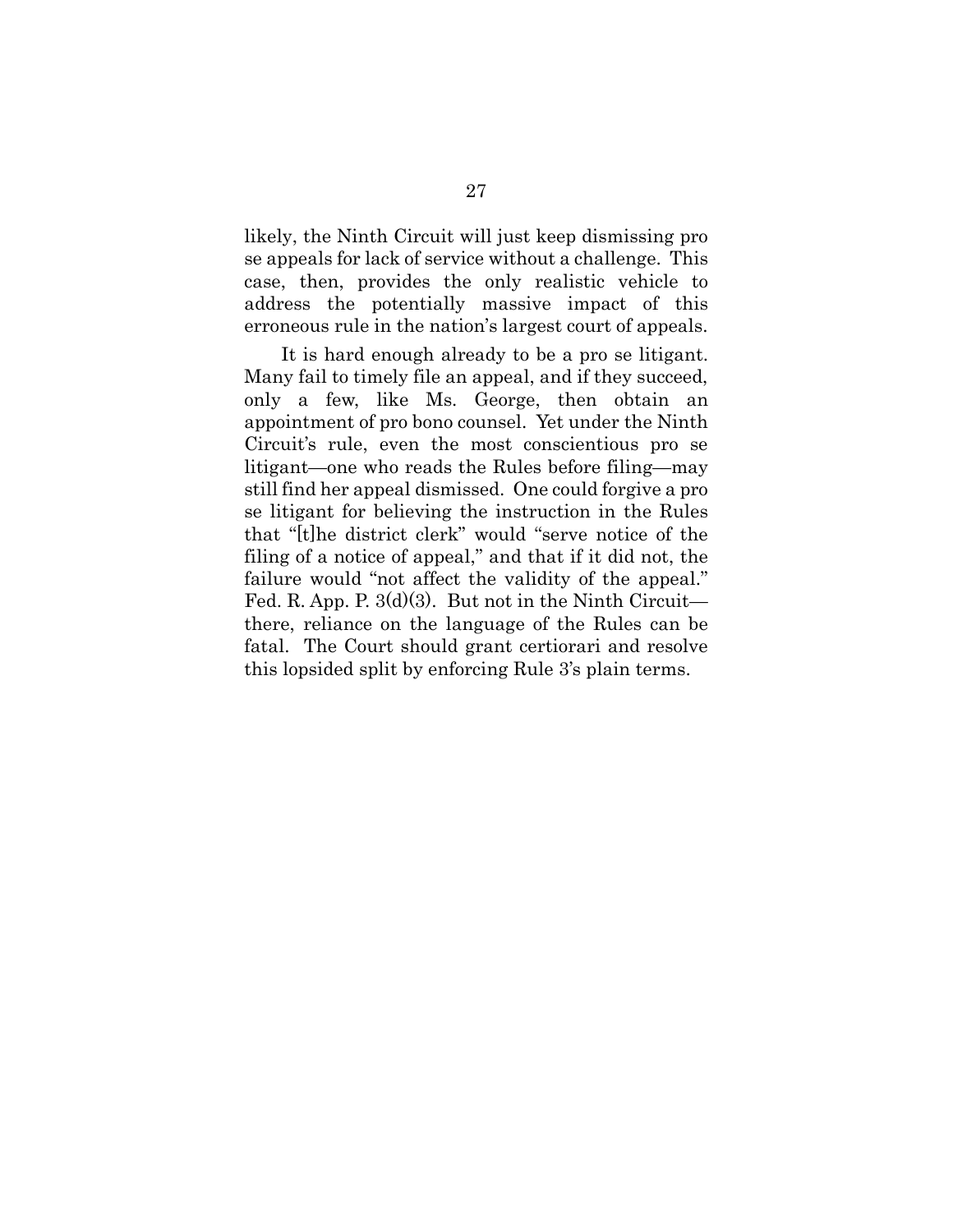likely, the Ninth Circuit will just keep dismissing pro se appeals for lack of service without a challenge. This case, then, provides the only realistic vehicle to address the potentially massive impact of this erroneous rule in the nation's largest court of appeals.

It is hard enough already to be a pro se litigant. Many fail to timely file an appeal, and if they succeed, only a few, like Ms. George, then obtain an appointment of pro bono counsel. Yet under the Ninth Circuit's rule, even the most conscientious pro se litigant—one who reads the Rules before filing—may still find her appeal dismissed. One could forgive a pro se litigant for believing the instruction in the Rules that "[t]he district clerk" would "serve notice of the filing of a notice of appeal," and that if it did not, the failure would "not affect the validity of the appeal." Fed. R. App. P. 3(d)(3). But not in the Ninth Circuit—there, reliance on the language of the Rules can be fatal. The Court should grant certiorari and resolve this lopsided split by enforcing Rule 3's plain terms.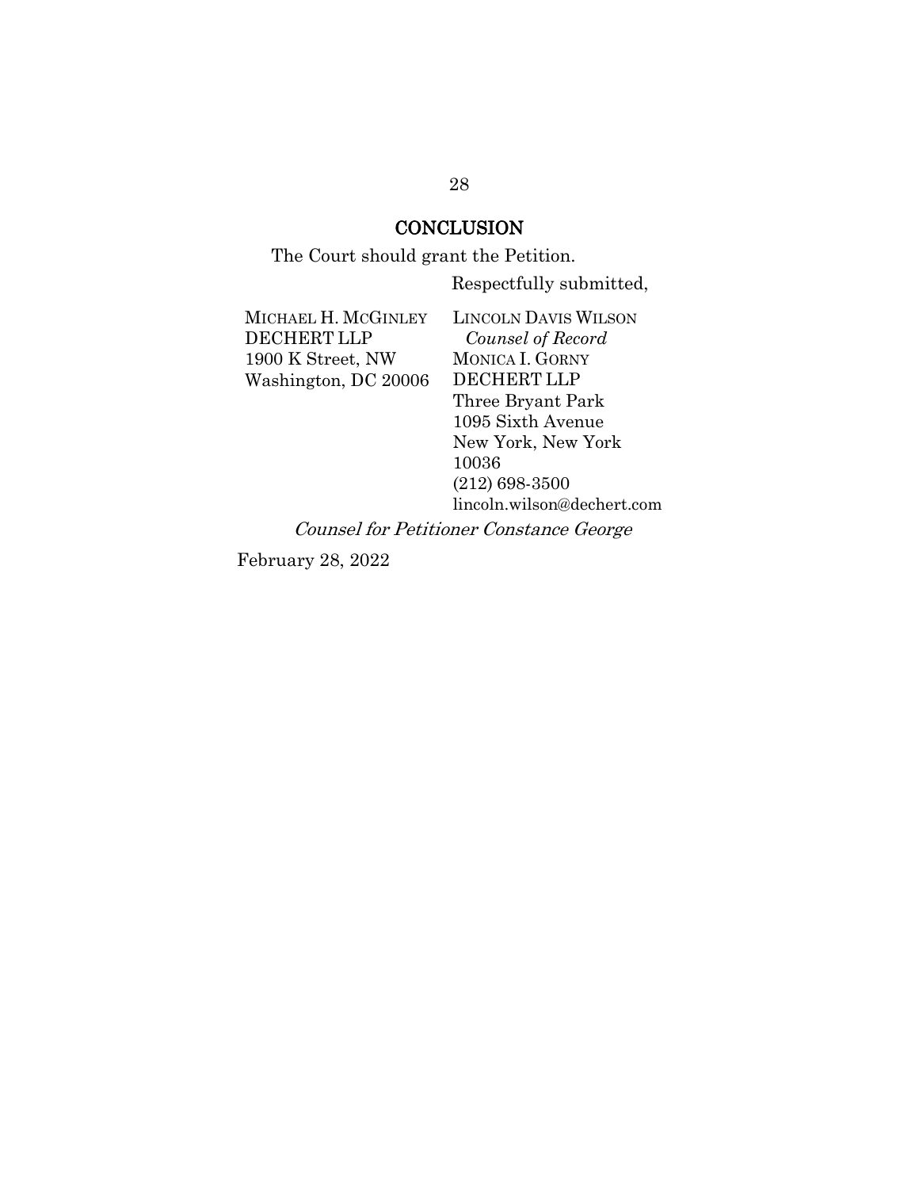## CONCLUSION

The Court should grant the Petition.

Respectfully submitted,

MICHAEL H. MCGINLEY
DECHERT LLP
1900 K Street, NW
Washington, DC 20006

LINCOLN DAVIS WILSON
*Counsel of Record*
MONICA I. GORNY
DECHERT LLP
Three Bryant Park
1095 Sixth Avenue
New York, New York
10036
(212) 698-3500
lincoln.wilson@dechert.com

*Counsel for Petitioner Constance George*

February 28, 2022